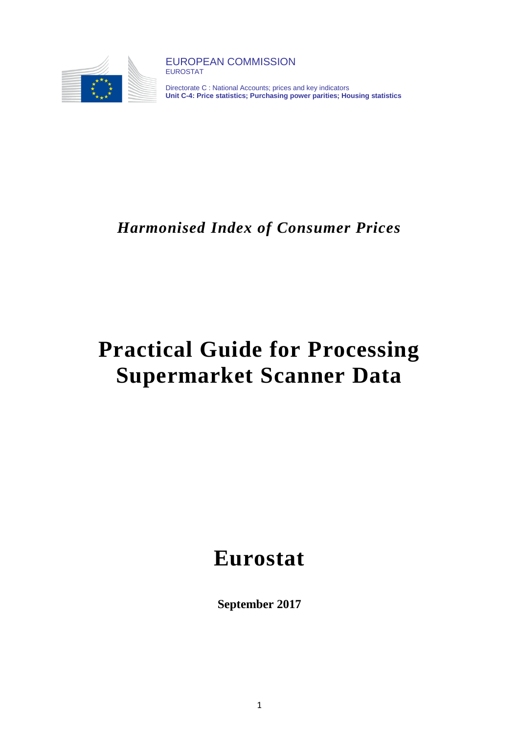EUROPEAN COMMISSION
EUROSTAT

Directorate C : National Accounts; prices and key indicators
**Unit C-4: Price statistics; Purchasing power parities; Housing statistics**

***Harmonised Index of Consumer Prices***

# Practical Guide for Processing Supermarket Scanner Data

# Eurostat

**September 2017**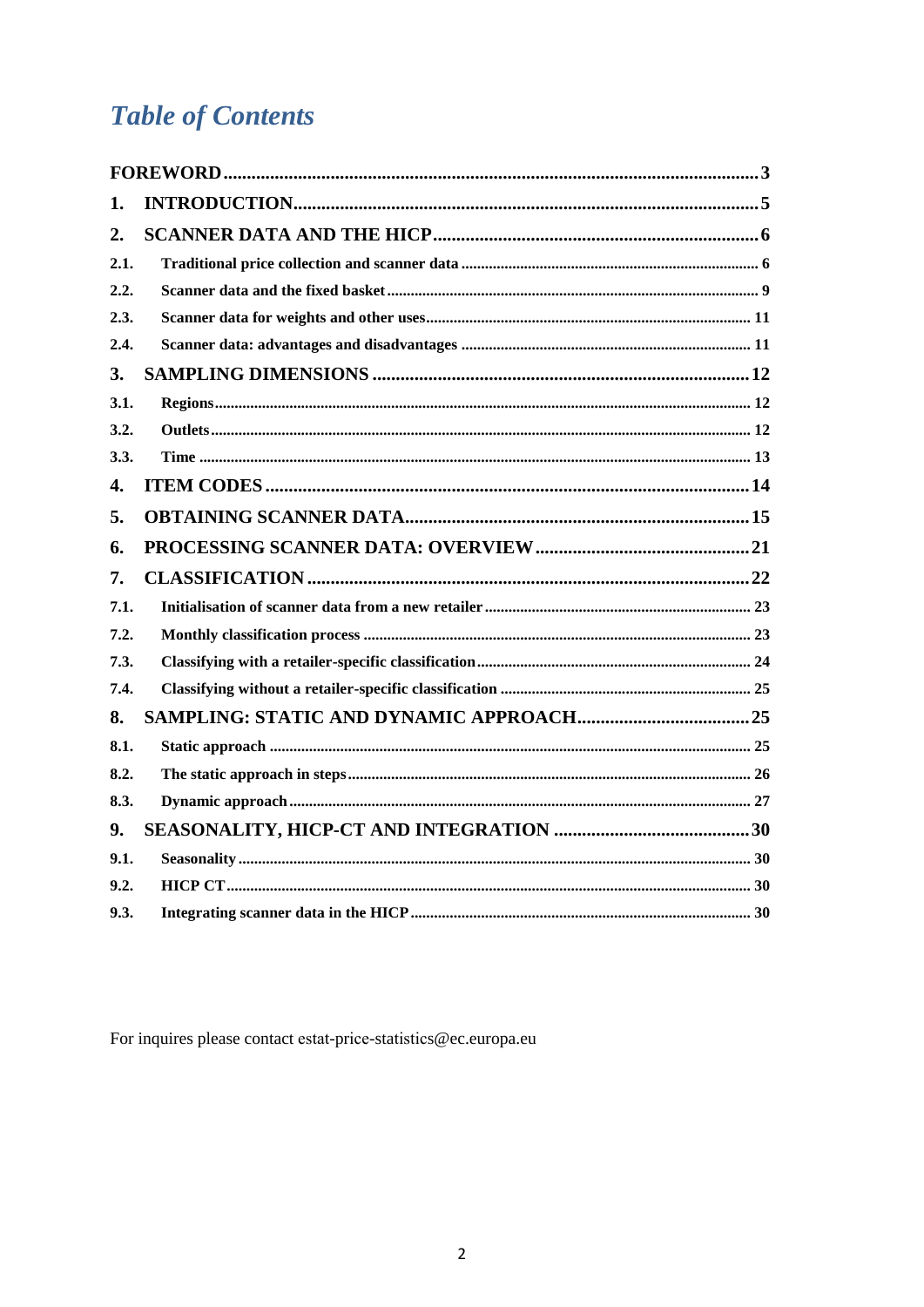# Table of Contents

| | | |
|---|---|---|
| **FOREWORD** | | **3** |
| **1.** | **INTRODUCTION** | **5** |
| **2.** | **SCANNER DATA AND THE HICP** | **6** |
| **2.1.** | **Traditional price collection and scanner data** | **6** |
| **2.2.** | **Scanner data and the fixed basket** | **9** |
| **2.3.** | **Scanner data for weights and other uses** | **11** |
| **2.4.** | **Scanner data: advantages and disadvantages** | **11** |
| **3.** | **SAMPLING DIMENSIONS** | **12** |
| **3.1.** | **Regions** | **12** |
| **3.2.** | **Outlets** | **12** |
| **3.3.** | **Time** | **13** |
| **4.** | **ITEM CODES** | **14** |
| **5.** | **OBTAINING SCANNER DATA** | **15** |
| **6.** | **PROCESSING SCANNER DATA: OVERVIEW** | **21** |
| **7.** | **CLASSIFICATION** | **22** |
| **7.1.** | **Initialisation of scanner data from a new retailer** | **23** |
| **7.2.** | **Monthly classification process** | **23** |
| **7.3.** | **Classifying with a retailer-specific classification** | **24** |
| **7.4.** | **Classifying without a retailer-specific classification** | **25** |
| **8.** | **SAMPLING: STATIC AND DYNAMIC APPROACH** | **25** |
| **8.1.** | **Static approach** | **25** |
| **8.2.** | **The static approach in steps** | **26** |
| **8.3.** | **Dynamic approach** | **27** |
| **9.** | **SEASONALITY, HICP-CT AND INTEGRATION** | **30** |
| **9.1.** | **Seasonality** | **30** |
| **9.2.** | **HICP CT** | **30** |
| **9.3.** | **Integrating scanner data in the HICP** | **30** |

For inquires please contact estat-price-statistics@ec.europa.eu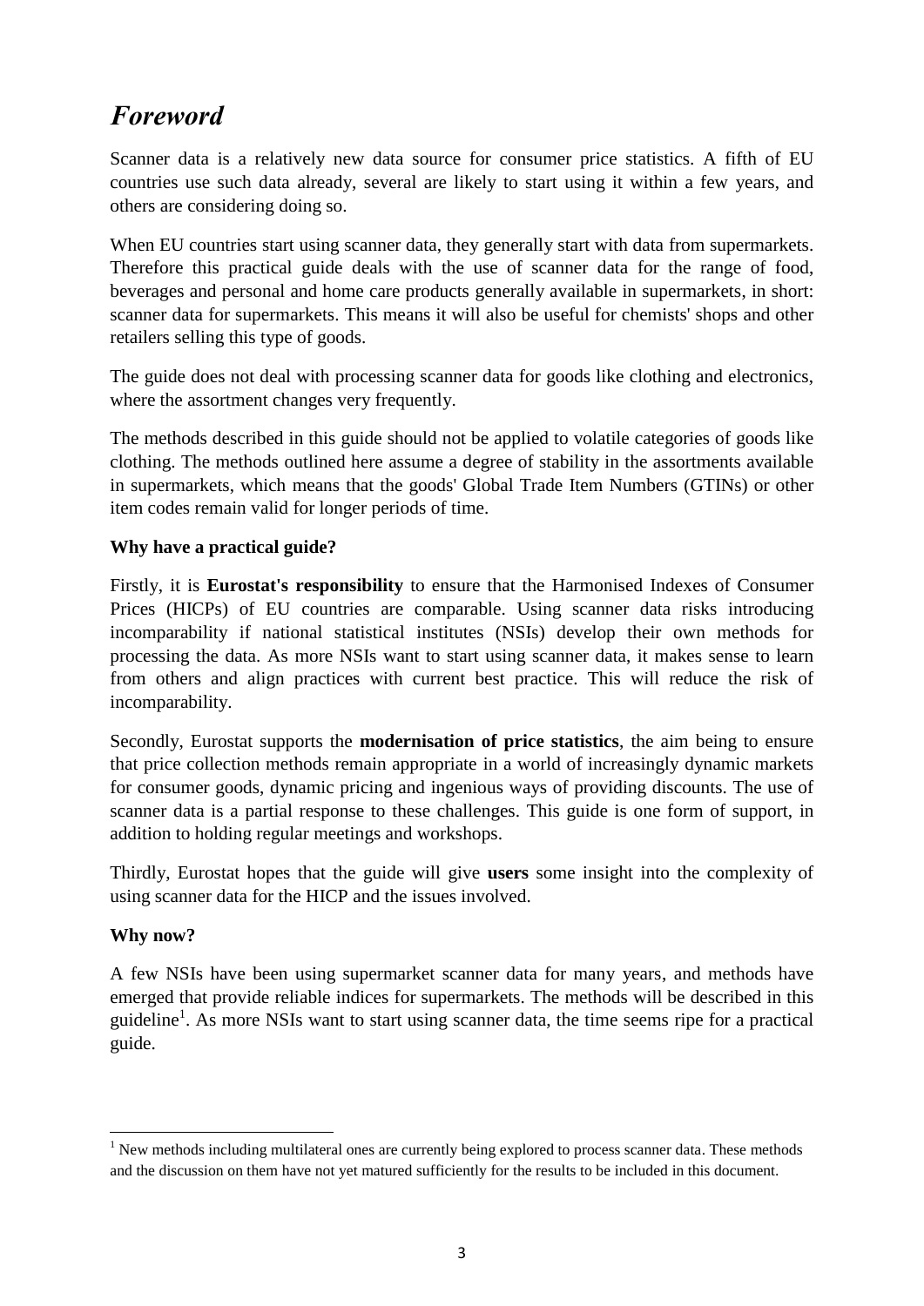# *Foreword*

Scanner data is a relatively new data source for consumer price statistics. A fifth of EU countries use such data already, several are likely to start using it within a few years, and others are considering doing so.

When EU countries start using scanner data, they generally start with data from supermarkets. Therefore this practical guide deals with the use of scanner data for the range of food, beverages and personal and home care products generally available in supermarkets, in short: scanner data for supermarkets. This means it will also be useful for chemists' shops and other retailers selling this type of goods.

The guide does not deal with processing scanner data for goods like clothing and electronics, where the assortment changes very frequently.

The methods described in this guide should not be applied to volatile categories of goods like clothing. The methods outlined here assume a degree of stability in the assortments available in supermarkets, which means that the goods' Global Trade Item Numbers (GTINs) or other item codes remain valid for longer periods of time.

**Why have a practical guide?**

Firstly, it is **Eurostat's responsibility** to ensure that the Harmonised Indexes of Consumer Prices (HICPs) of EU countries are comparable. Using scanner data risks introducing incomparability if national statistical institutes (NSIs) develop their own methods for processing the data. As more NSIs want to start using scanner data, it makes sense to learn from others and align practices with current best practice. This will reduce the risk of incomparability.

Secondly, Eurostat supports the **modernisation of price statistics**, the aim being to ensure that price collection methods remain appropriate in a world of increasingly dynamic markets for consumer goods, dynamic pricing and ingenious ways of providing discounts. The use of scanner data is a partial response to these challenges. This guide is one form of support, in addition to holding regular meetings and workshops.

Thirdly, Eurostat hopes that the guide will give **users** some insight into the complexity of using scanner data for the HICP and the issues involved.

**Why now?**

A few NSIs have been using supermarket scanner data for many years, and methods have emerged that provide reliable indices for supermarkets. The methods will be described in this guideline[1]. As more NSIs want to start using scanner data, the time seems ripe for a practical guide.

[1] New methods including multilateral ones are currently being explored to process scanner data. These methods and the discussion on them have not yet matured sufficiently for the results to be included in this document.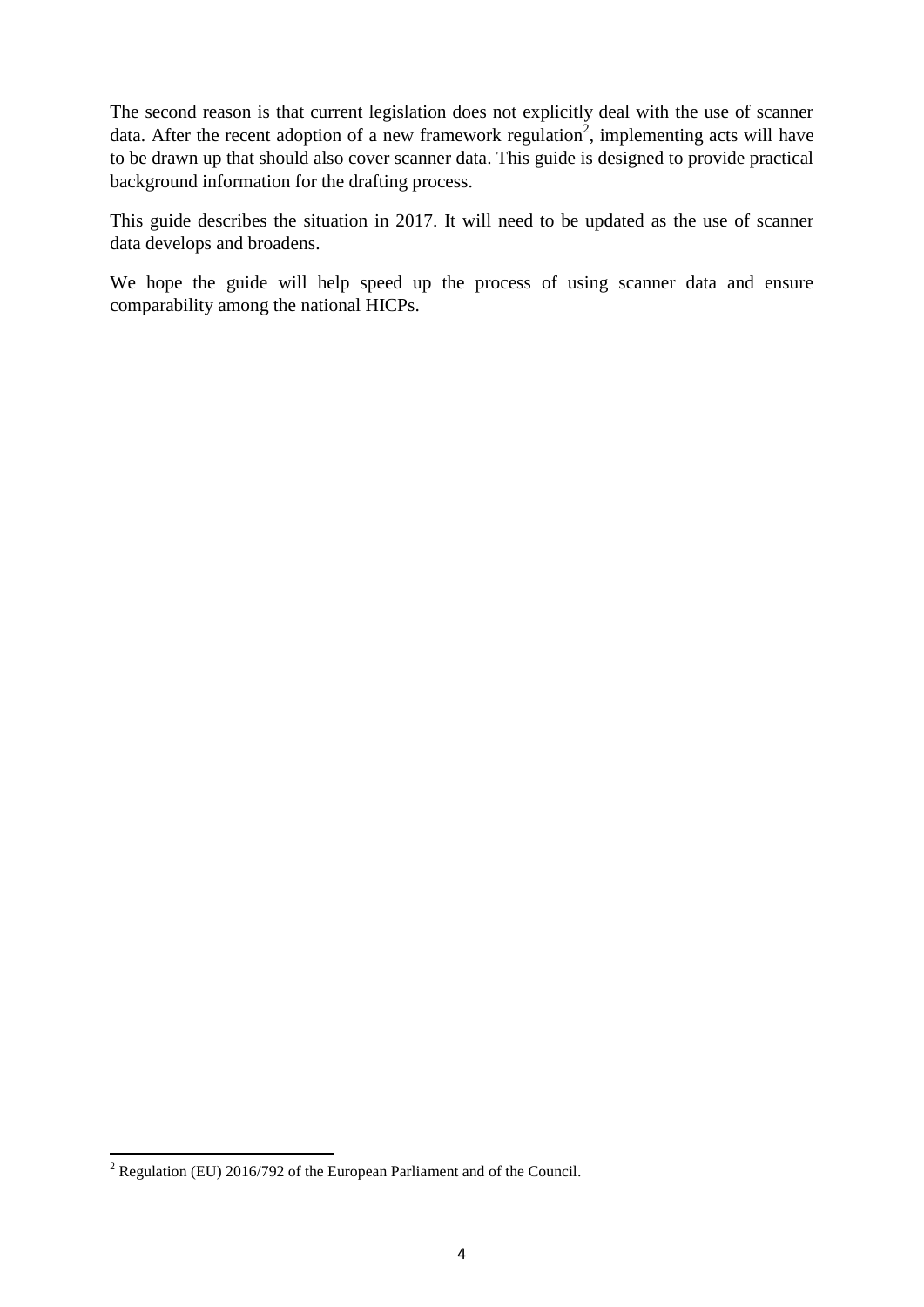The second reason is that current legislation does not explicitly deal with the use of scanner data. After the recent adoption of a new framework regulation[2], implementing acts will have to be drawn up that should also cover scanner data. This guide is designed to provide practical background information for the drafting process.

This guide describes the situation in 2017. It will need to be updated as the use of scanner data develops and broadens.

We hope the guide will help speed up the process of using scanner data and ensure comparability among the national HICPs.

[2] Regulation (EU) 2016/792 of the European Parliament and of the Council.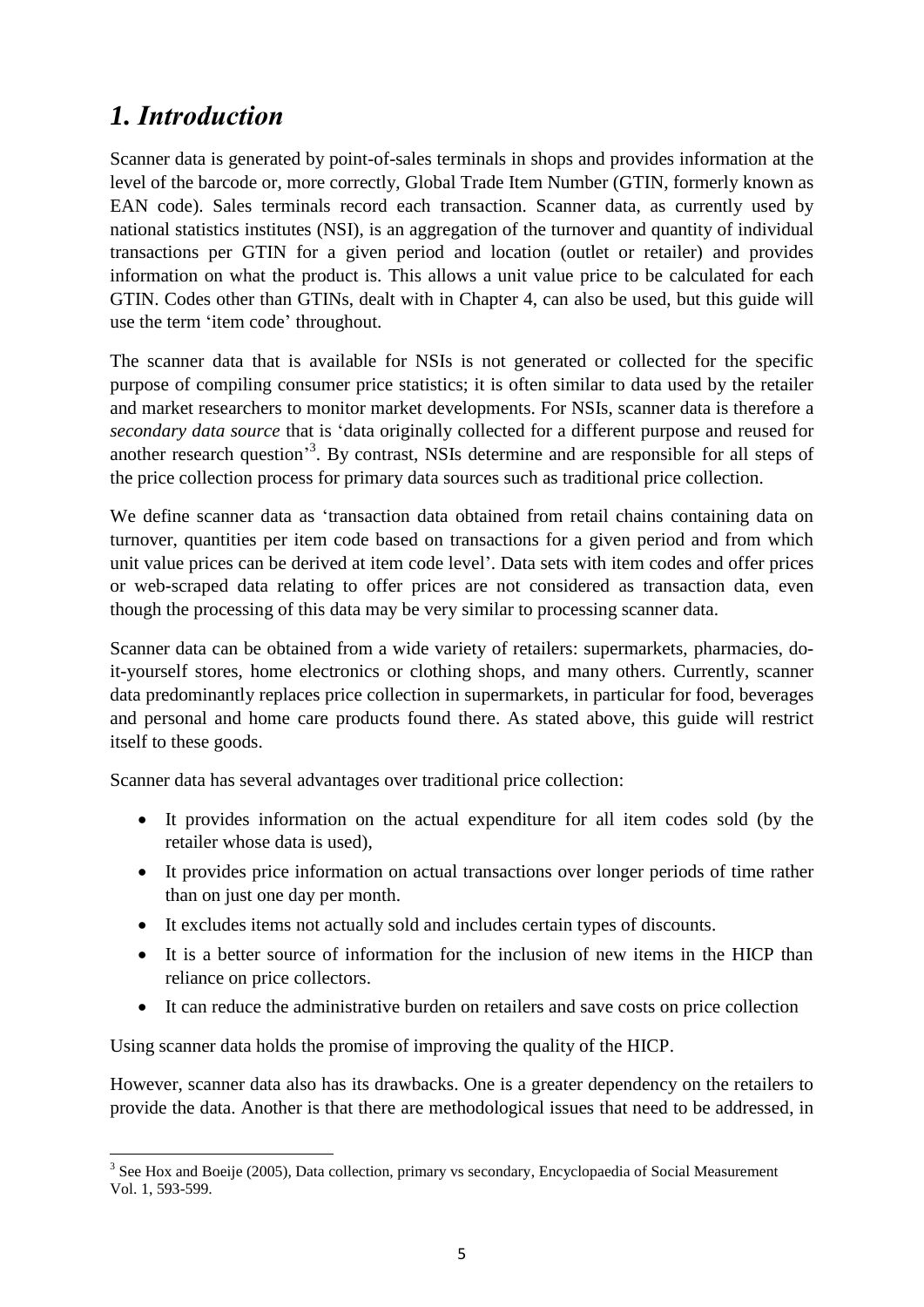# *1. Introduction*

Scanner data is generated by point-of-sales terminals in shops and provides information at the level of the barcode or, more correctly, Global Trade Item Number (GTIN, formerly known as EAN code). Sales terminals record each transaction. Scanner data, as currently used by national statistics institutes (NSI), is an aggregation of the turnover and quantity of individual transactions per GTIN for a given period and location (outlet or retailer) and provides information on what the product is. This allows a unit value price to be calculated for each GTIN. Codes other than GTINs, dealt with in Chapter 4, can also be used, but this guide will use the term 'item code' throughout.

The scanner data that is available for NSIs is not generated or collected for the specific purpose of compiling consumer price statistics; it is often similar to data used by the retailer and market researchers to monitor market developments. For NSIs, scanner data is therefore a *secondary data source* that is 'data originally collected for a different purpose and reused for another research question'[3]. By contrast, NSIs determine and are responsible for all steps of the price collection process for primary data sources such as traditional price collection.

We define scanner data as 'transaction data obtained from retail chains containing data on turnover, quantities per item code based on transactions for a given period and from which unit value prices can be derived at item code level'. Data sets with item codes and offer prices or web-scraped data relating to offer prices are not considered as transaction data, even though the processing of this data may be very similar to processing scanner data.

Scanner data can be obtained from a wide variety of retailers: supermarkets, pharmacies, do-it-yourself stores, home electronics or clothing shops, and many others. Currently, scanner data predominantly replaces price collection in supermarkets, in particular for food, beverages and personal and home care products found there. As stated above, this guide will restrict itself to these goods.

Scanner data has several advantages over traditional price collection:

- It provides information on the actual expenditure for all item codes sold (by the retailer whose data is used),
- It provides price information on actual transactions over longer periods of time rather than on just one day per month.
- It excludes items not actually sold and includes certain types of discounts.
- It is a better source of information for the inclusion of new items in the HICP than reliance on price collectors.
- It can reduce the administrative burden on retailers and save costs on price collection

Using scanner data holds the promise of improving the quality of the HICP.

However, scanner data also has its drawbacks. One is a greater dependency on the retailers to provide the data. Another is that there are methodological issues that need to be addressed, in

[3] See Hox and Boeije (2005), Data collection, primary vs secondary, Encyclopaedia of Social Measurement Vol. 1, 593-599.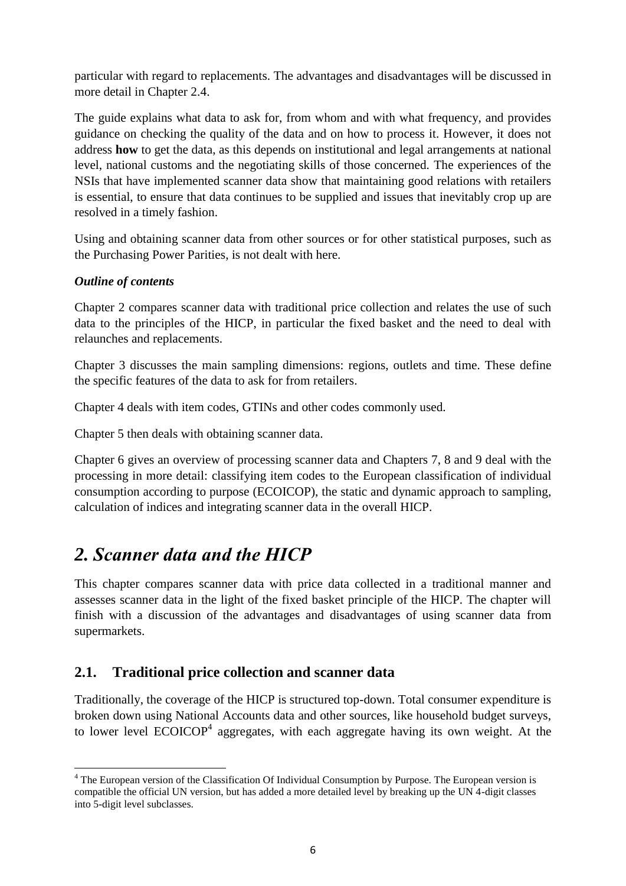particular with regard to replacements. The advantages and disadvantages will be discussed in more detail in Chapter 2.4.

The guide explains what data to ask for, from whom and with what frequency, and provides guidance on checking the quality of the data and on how to process it. However, it does not address **how** to get the data, as this depends on institutional and legal arrangements at national level, national customs and the negotiating skills of those concerned. The experiences of the NSIs that have implemented scanner data show that maintaining good relations with retailers is essential, to ensure that data continues to be supplied and issues that inevitably crop up are resolved in a timely fashion.

Using and obtaining scanner data from other sources or for other statistical purposes, such as the Purchasing Power Parities, is not dealt with here.

***Outline of contents***

Chapter 2 compares scanner data with traditional price collection and relates the use of such data to the principles of the HICP, in particular the fixed basket and the need to deal with relaunches and replacements.

Chapter 3 discusses the main sampling dimensions: regions, outlets and time. These define the specific features of the data to ask for from retailers.

Chapter 4 deals with item codes, GTINs and other codes commonly used.

Chapter 5 then deals with obtaining scanner data.

Chapter 6 gives an overview of processing scanner data and Chapters 7, 8 and 9 deal with the processing in more detail: classifying item codes to the European classification of individual consumption according to purpose (ECOICOP), the static and dynamic approach to sampling, calculation of indices and integrating scanner data in the overall HICP.

# *2. Scanner data and the HICP*

This chapter compares scanner data with price data collected in a traditional manner and assesses scanner data in the light of the fixed basket principle of the HICP. The chapter will finish with a discussion of the advantages and disadvantages of using scanner data from supermarkets.

## 2.1. Traditional price collection and scanner data

Traditionally, the coverage of the HICP is structured top-down. Total consumer expenditure is broken down using National Accounts data and other sources, like household budget surveys, to lower level ECOICOP[4] aggregates, with each aggregate having its own weight. At the

[4] The European version of the Classification Of Individual Consumption by Purpose. The European version is compatible the official UN version, but has added a more detailed level by breaking up the UN 4-digit classes into 5-digit level subclasses.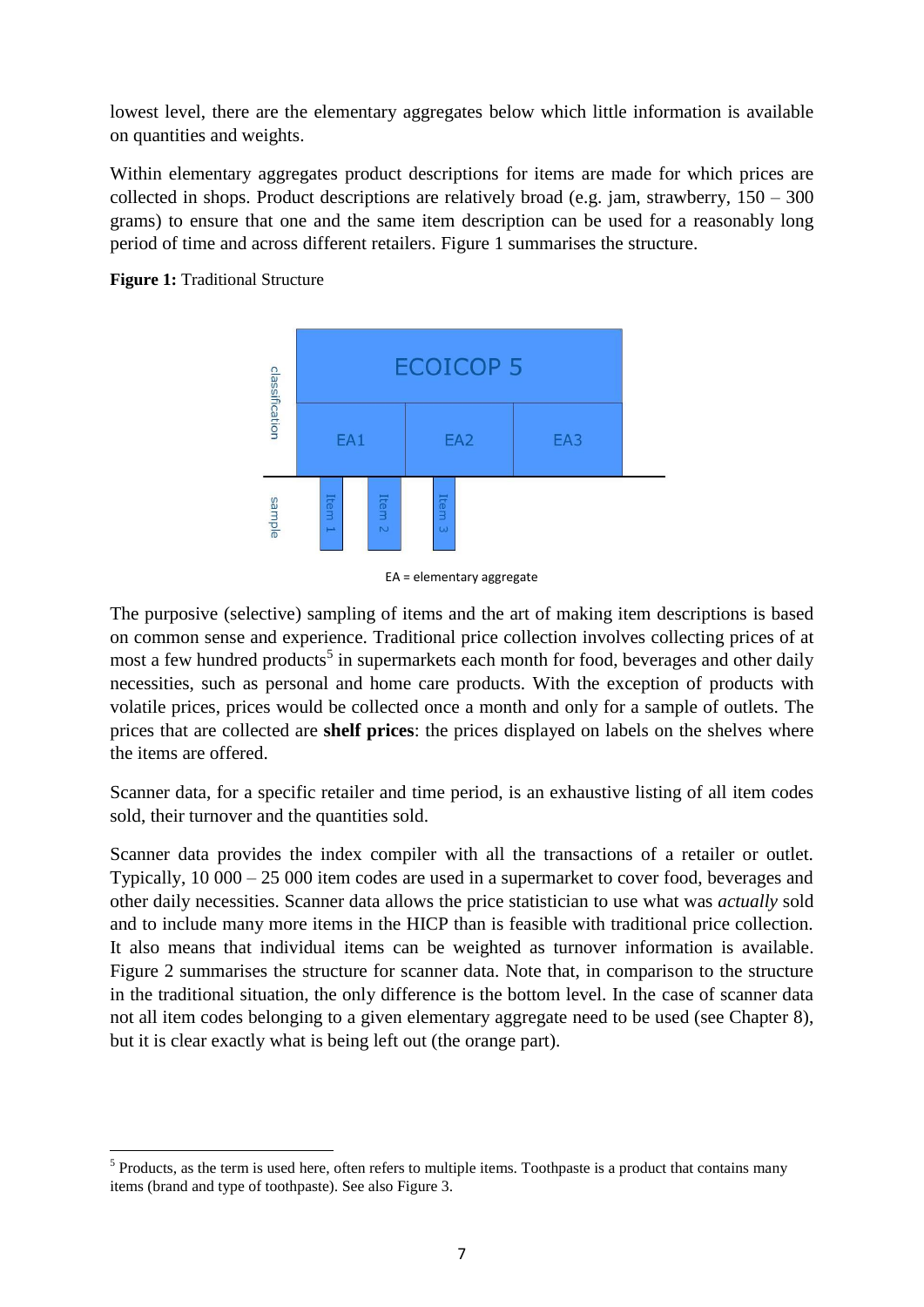lowest level, there are the elementary aggregates below which little information is available on quantities and weights.

Within elementary aggregates product descriptions for items are made for which prices are collected in shops. Product descriptions are relatively broad (e.g. jam, strawberry, 150 – 300 grams) to ensure that one and the same item description can be used for a reasonably long period of time and across different retailers. Figure 1 summarises the structure.

**Figure 1:** Traditional Structure

EA = elementary aggregate

The purposive (selective) sampling of items and the art of making item descriptions is based on common sense and experience. Traditional price collection involves collecting prices of at most a few hundred products[5] in supermarkets each month for food, beverages and other daily necessities, such as personal and home care products. With the exception of products with volatile prices, prices would be collected once a month and only for a sample of outlets. The prices that are collected are **shelf prices**: the prices displayed on labels on the shelves where the items are offered.

Scanner data, for a specific retailer and time period, is an exhaustive listing of all item codes sold, their turnover and the quantities sold.

Scanner data provides the index compiler with all the transactions of a retailer or outlet. Typically, 10 000 – 25 000 item codes are used in a supermarket to cover food, beverages and other daily necessities. Scanner data allows the price statistician to use what was *actually* sold and to include many more items in the HICP than is feasible with traditional price collection. It also means that individual items can be weighted as turnover information is available. Figure 2 summarises the structure for scanner data. Note that, in comparison to the structure in the traditional situation, the only difference is the bottom level. In the case of scanner data not all item codes belonging to a given elementary aggregate need to be used (see Chapter 8), but it is clear exactly what is being left out (the orange part).

---

[5] Products, as the term is used here, often refers to multiple items. Toothpaste is a product that contains many items (brand and type of toothpaste). See also Figure 3.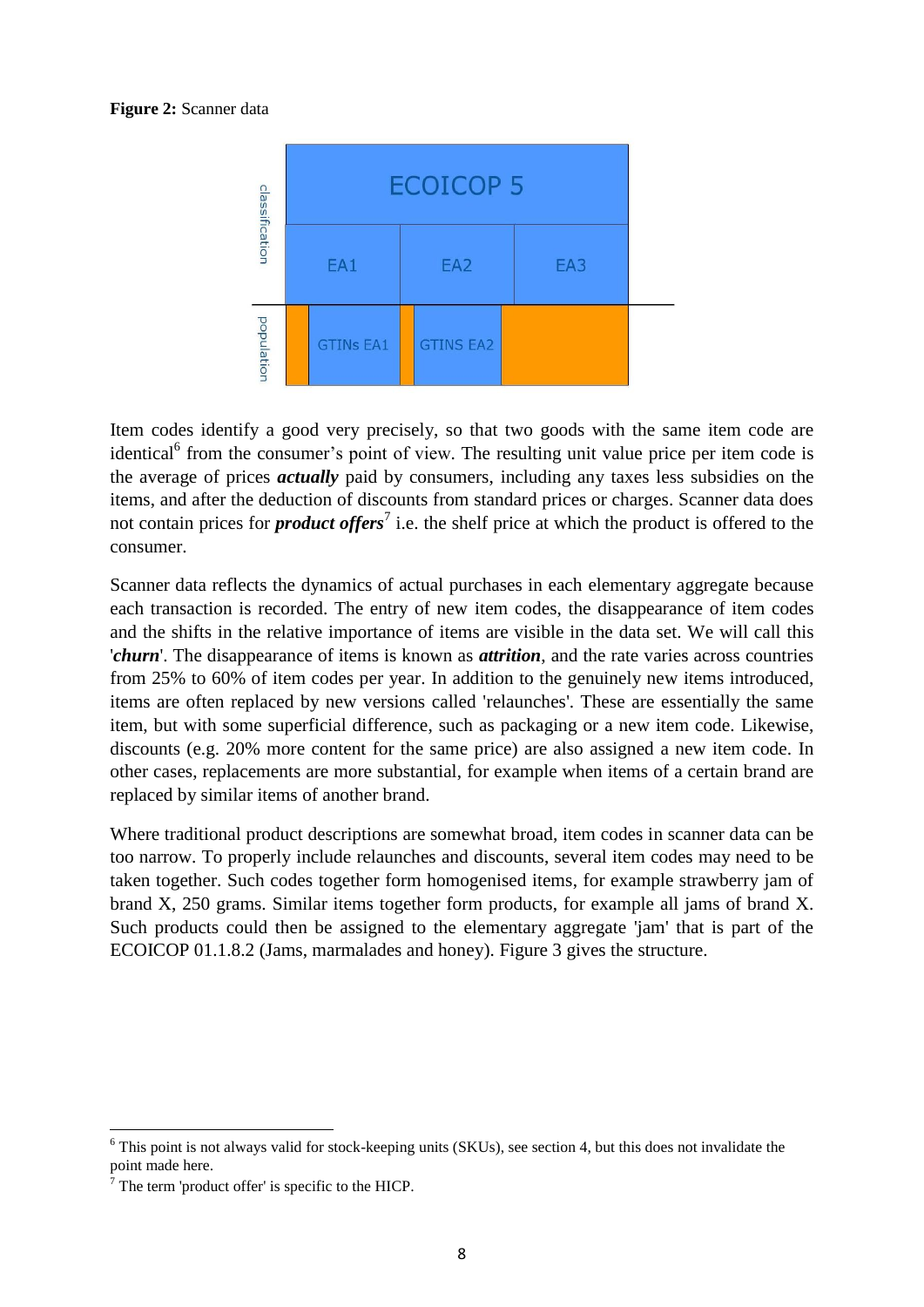**Figure 2:** Scanner data

| classification | ECOICOP 5 | | |
|---|---|---|---|
| | EA1 | EA2 | EA3 |
| population | GTINs EA1 | GTINS EA2 | |

Item codes identify a good very precisely, so that two goods with the same item code are identical[6] from the consumer's point of view. The resulting unit value price per item code is the average of prices ***actually*** paid by consumers, including any taxes less subsidies on the items, and after the deduction of discounts from standard prices or charges. Scanner data does not contain prices for ***product offers***[7] i.e. the shelf price at which the product is offered to the consumer.

Scanner data reflects the dynamics of actual purchases in each elementary aggregate because each transaction is recorded. The entry of new item codes, the disappearance of item codes and the shifts in the relative importance of items are visible in the data set. We will call this '***churn***'. The disappearance of items is known as ***attrition***, and the rate varies across countries from 25% to 60% of item codes per year. In addition to the genuinely new items introduced, items are often replaced by new versions called 'relaunches'. These are essentially the same item, but with some superficial difference, such as packaging or a new item code. Likewise, discounts (e.g. 20% more content for the same price) are also assigned a new item code. In other cases, replacements are more substantial, for example when items of a certain brand are replaced by similar items of another brand.

Where traditional product descriptions are somewhat broad, item codes in scanner data can be too narrow. To properly include relaunches and discounts, several item codes may need to be taken together. Such codes together form homogenised items, for example strawberry jam of brand X, 250 grams. Similar items together form products, for example all jams of brand X. Such products could then be assigned to the elementary aggregate 'jam' that is part of the ECOICOP 01.1.8.2 (Jams, marmalades and honey). Figure 3 gives the structure.

---

[6] This point is not always valid for stock-keeping units (SKUs), see section 4, but this does not invalidate the point made here.

[7] The term 'product offer' is specific to the HICP.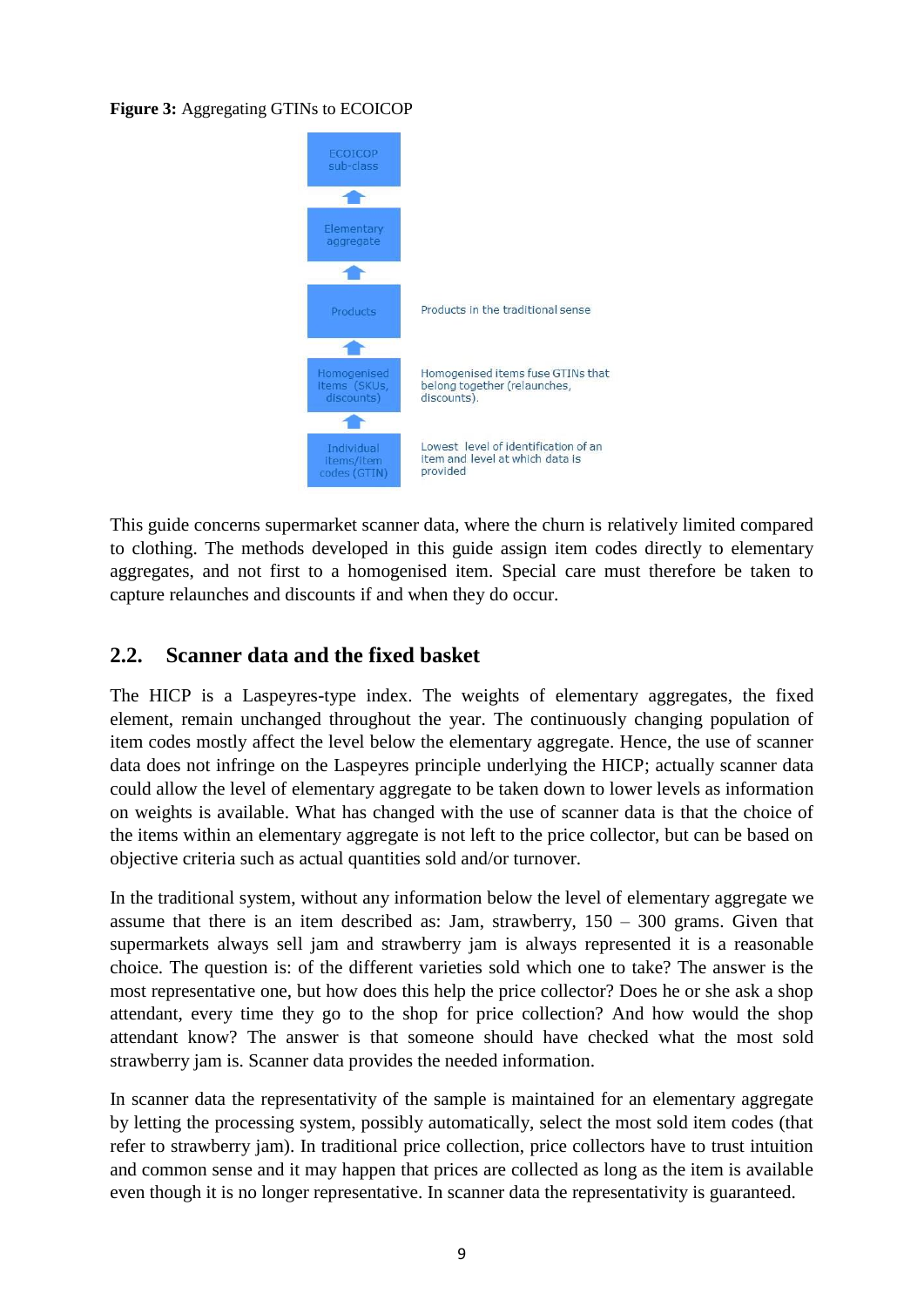**Figure 3:** Aggregating GTINs to ECOICOP

ECOICOP sub-class

Elementary aggregate

Products — Products in the traditional sense

Homogenised items (SKUs, discounts) — Homogenised items fuse GTINs that belong together (relaunches, discounts).

Individual items/item codes (GTIN) — Lowest level of identification of an item and level at which data is provided

This guide concerns supermarket scanner data, where the churn is relatively limited compared to clothing. The methods developed in this guide assign item codes directly to elementary aggregates, and not first to a homogenised item. Special care must therefore be taken to capture relaunches and discounts if and when they do occur.

## 2.2. Scanner data and the fixed basket

The HICP is a Laspeyres-type index. The weights of elementary aggregates, the fixed element, remain unchanged throughout the year. The continuously changing population of item codes mostly affect the level below the elementary aggregate. Hence, the use of scanner data does not infringe on the Laspeyres principle underlying the HICP; actually scanner data could allow the level of elementary aggregate to be taken down to lower levels as information on weights is available. What has changed with the use of scanner data is that the choice of the items within an elementary aggregate is not left to the price collector, but can be based on objective criteria such as actual quantities sold and/or turnover.

In the traditional system, without any information below the level of elementary aggregate we assume that there is an item described as: Jam, strawberry, 150 – 300 grams. Given that supermarkets always sell jam and strawberry jam is always represented it is a reasonable choice. The question is: of the different varieties sold which one to take? The answer is the most representative one, but how does this help the price collector? Does he or she ask a shop attendant, every time they go to the shop for price collection? And how would the shop attendant know? The answer is that someone should have checked what the most sold strawberry jam is. Scanner data provides the needed information.

In scanner data the representativity of the sample is maintained for an elementary aggregate by letting the processing system, possibly automatically, select the most sold item codes (that refer to strawberry jam). In traditional price collection, price collectors have to trust intuition and common sense and it may happen that prices are collected as long as the item is available even though it is no longer representative. In scanner data the representativity is guaranteed.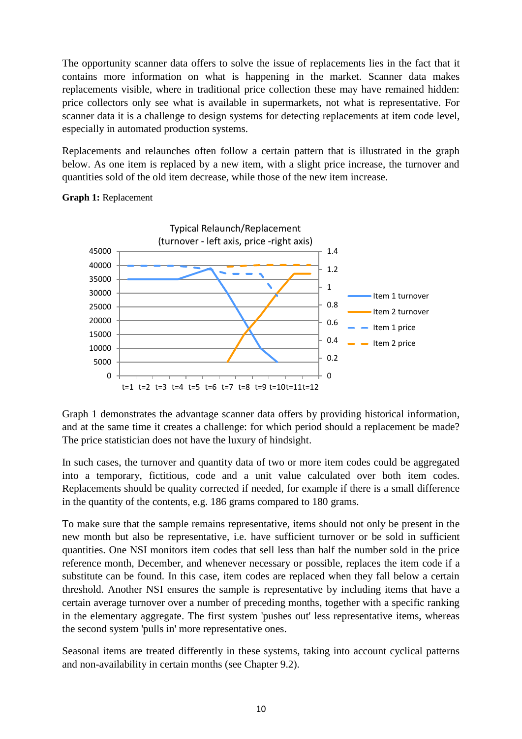The opportunity scanner data offers to solve the issue of replacements lies in the fact that it contains more information on what is happening in the market. Scanner data makes replacements visible, where in traditional price collection these may have remained hidden: price collectors only see what is available in supermarkets, not what is representative. For scanner data it is a challenge to design systems for detecting replacements at item code level, especially in automated production systems.

Replacements and relaunches often follow a certain pattern that is illustrated in the graph below. As one item is replaced by a new item, with a slight price increase, the turnover and quantities sold of the old item decrease, while those of the new item increase.

**Graph 1:** Replacement

Graph 1 demonstrates the advantage scanner data offers by providing historical information, and at the same time it creates a challenge: for which period should a replacement be made? The price statistician does not have the luxury of hindsight.

In such cases, the turnover and quantity data of two or more item codes could be aggregated into a temporary, fictitious, code and a unit value calculated over both item codes. Replacements should be quality corrected if needed, for example if there is a small difference in the quantity of the contents, e.g. 186 grams compared to 180 grams.

To make sure that the sample remains representative, items should not only be present in the new month but also be representative, i.e. have sufficient turnover or be sold in sufficient quantities. One NSI monitors item codes that sell less than half the number sold in the price reference month, December, and whenever necessary or possible, replaces the item code if a substitute can be found. In this case, item codes are replaced when they fall below a certain threshold. Another NSI ensures the sample is representative by including items that have a certain average turnover over a number of preceding months, together with a specific ranking in the elementary aggregate. The first system 'pushes out' less representative items, whereas the second system 'pulls in' more representative ones.

Seasonal items are treated differently in these systems, taking into account cyclical patterns and non-availability in certain months (see Chapter 9.2).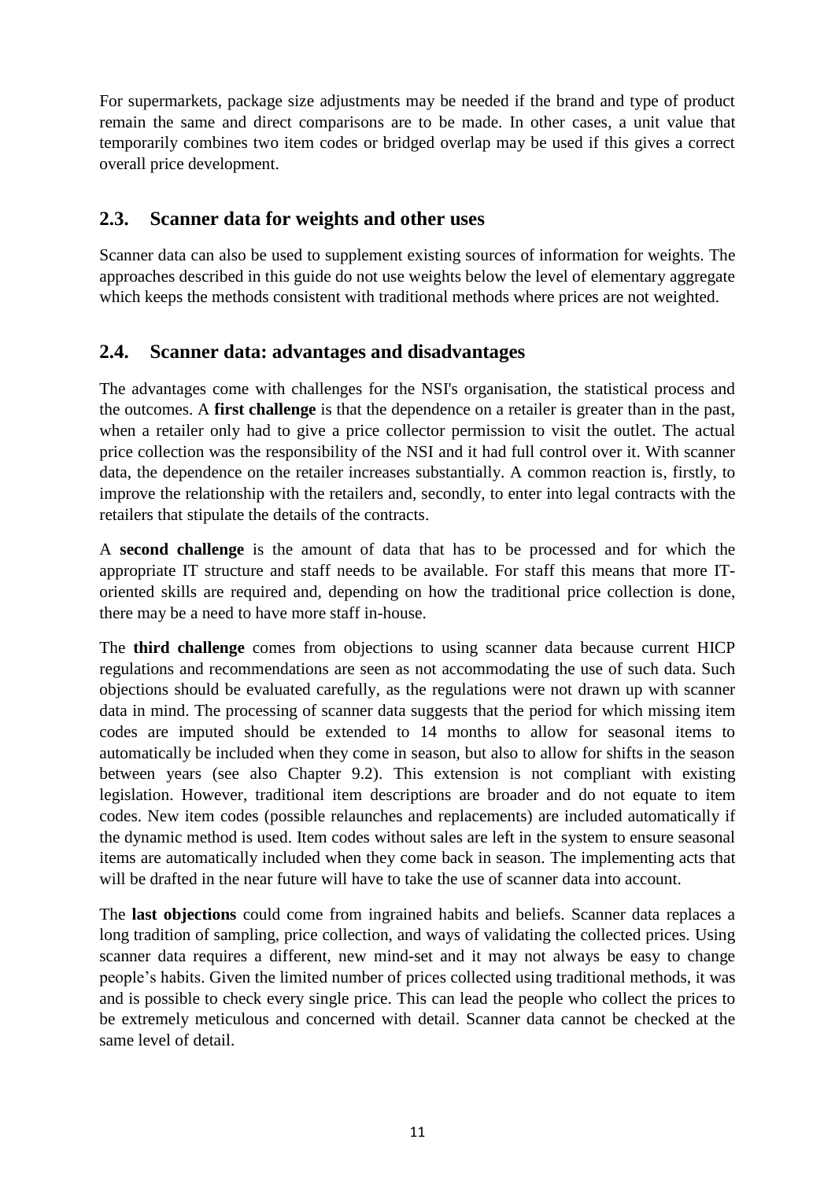For supermarkets, package size adjustments may be needed if the brand and type of product remain the same and direct comparisons are to be made. In other cases, a unit value that temporarily combines two item codes or bridged overlap may be used if this gives a correct overall price development.

## 2.3. Scanner data for weights and other uses

Scanner data can also be used to supplement existing sources of information for weights. The approaches described in this guide do not use weights below the level of elementary aggregate which keeps the methods consistent with traditional methods where prices are not weighted.

## 2.4. Scanner data: advantages and disadvantages

The advantages come with challenges for the NSI's organisation, the statistical process and the outcomes. A **first challenge** is that the dependence on a retailer is greater than in the past, when a retailer only had to give a price collector permission to visit the outlet. The actual price collection was the responsibility of the NSI and it had full control over it. With scanner data, the dependence on the retailer increases substantially. A common reaction is, firstly, to improve the relationship with the retailers and, secondly, to enter into legal contracts with the retailers that stipulate the details of the contracts.

A **second challenge** is the amount of data that has to be processed and for which the appropriate IT structure and staff needs to be available. For staff this means that more IT-oriented skills are required and, depending on how the traditional price collection is done, there may be a need to have more staff in-house.

The **third challenge** comes from objections to using scanner data because current HICP regulations and recommendations are seen as not accommodating the use of such data. Such objections should be evaluated carefully, as the regulations were not drawn up with scanner data in mind. The processing of scanner data suggests that the period for which missing item codes are imputed should be extended to 14 months to allow for seasonal items to automatically be included when they come in season, but also to allow for shifts in the season between years (see also Chapter 9.2). This extension is not compliant with existing legislation. However, traditional item descriptions are broader and do not equate to item codes. New item codes (possible relaunches and replacements) are included automatically if the dynamic method is used. Item codes without sales are left in the system to ensure seasonal items are automatically included when they come back in season. The implementing acts that will be drafted in the near future will have to take the use of scanner data into account.

The **last objections** could come from ingrained habits and beliefs. Scanner data replaces a long tradition of sampling, price collection, and ways of validating the collected prices. Using scanner data requires a different, new mind-set and it may not always be easy to change people's habits. Given the limited number of prices collected using traditional methods, it was and is possible to check every single price. This can lead the people who collect the prices to be extremely meticulous and concerned with detail. Scanner data cannot be checked at the same level of detail.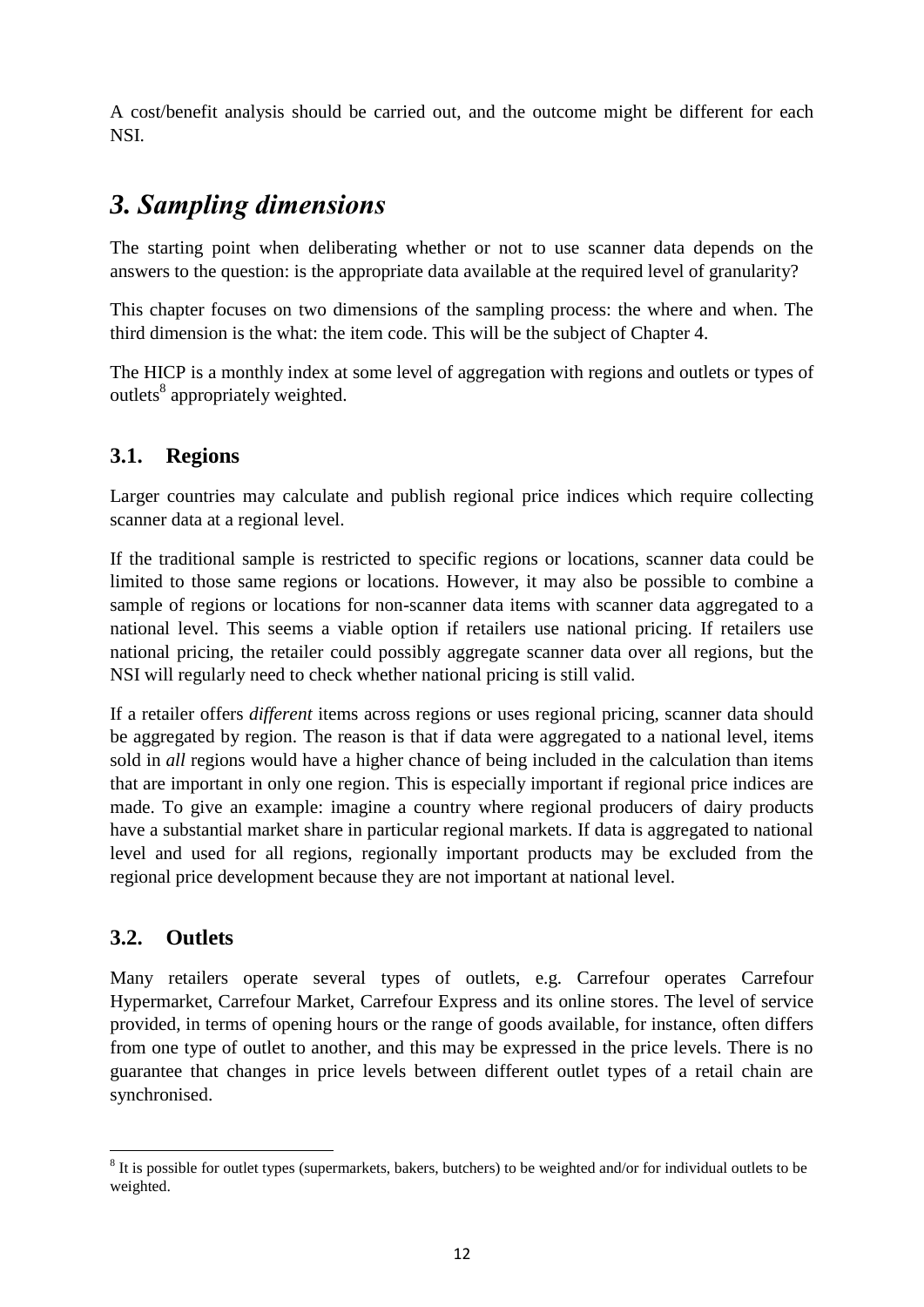A cost/benefit analysis should be carried out, and the outcome might be different for each NSI.

# *3. Sampling dimensions*

The starting point when deliberating whether or not to use scanner data depends on the answers to the question: is the appropriate data available at the required level of granularity?

This chapter focuses on two dimensions of the sampling process: the where and when. The third dimension is the what: the item code. This will be the subject of Chapter 4.

The HICP is a monthly index at some level of aggregation with regions and outlets or types of outlets[8] appropriately weighted.

## 3.1. Regions

Larger countries may calculate and publish regional price indices which require collecting scanner data at a regional level.

If the traditional sample is restricted to specific regions or locations, scanner data could be limited to those same regions or locations. However, it may also be possible to combine a sample of regions or locations for non-scanner data items with scanner data aggregated to a national level. This seems a viable option if retailers use national pricing. If retailers use national pricing, the retailer could possibly aggregate scanner data over all regions, but the NSI will regularly need to check whether national pricing is still valid.

If a retailer offers *different* items across regions or uses regional pricing, scanner data should be aggregated by region. The reason is that if data were aggregated to a national level, items sold in *all* regions would have a higher chance of being included in the calculation than items that are important in only one region. This is especially important if regional price indices are made. To give an example: imagine a country where regional producers of dairy products have a substantial market share in particular regional markets. If data is aggregated to national level and used for all regions, regionally important products may be excluded from the regional price development because they are not important at national level.

## 3.2. Outlets

Many retailers operate several types of outlets, e.g. Carrefour operates Carrefour Hypermarket, Carrefour Market, Carrefour Express and its online stores. The level of service provided, in terms of opening hours or the range of goods available, for instance, often differs from one type of outlet to another, and this may be expressed in the price levels. There is no guarantee that changes in price levels between different outlet types of a retail chain are synchronised.

[8] It is possible for outlet types (supermarkets, bakers, butchers) to be weighted and/or for individual outlets to be weighted.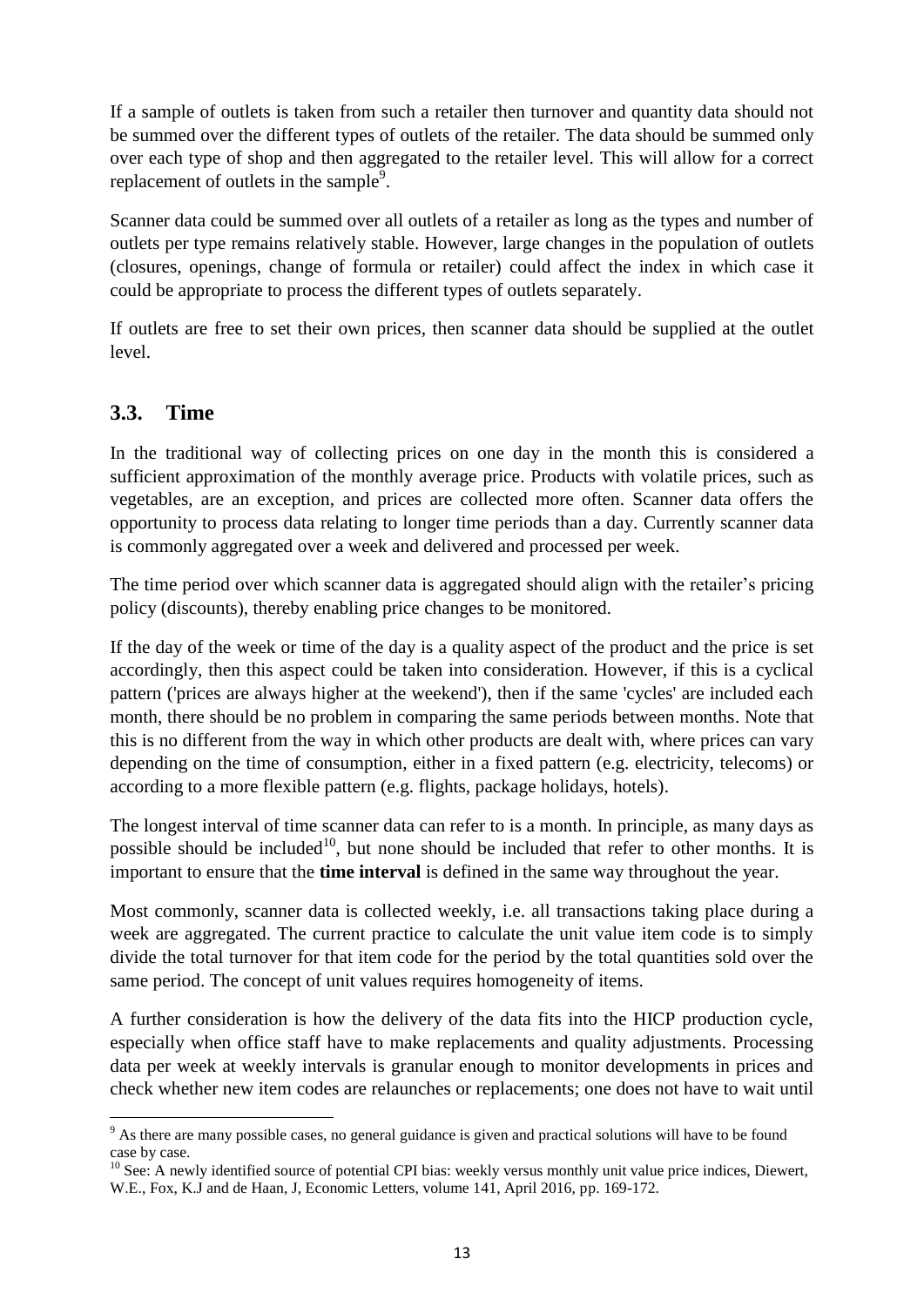If a sample of outlets is taken from such a retailer then turnover and quantity data should not be summed over the different types of outlets of the retailer. The data should be summed only over each type of shop and then aggregated to the retailer level. This will allow for a correct replacement of outlets in the sample[9].

Scanner data could be summed over all outlets of a retailer as long as the types and number of outlets per type remains relatively stable. However, large changes in the population of outlets (closures, openings, change of formula or retailer) could affect the index in which case it could be appropriate to process the different types of outlets separately.

If outlets are free to set their own prices, then scanner data should be supplied at the outlet level.

## 3.3. Time

In the traditional way of collecting prices on one day in the month this is considered a sufficient approximation of the monthly average price. Products with volatile prices, such as vegetables, are an exception, and prices are collected more often. Scanner data offers the opportunity to process data relating to longer time periods than a day. Currently scanner data is commonly aggregated over a week and delivered and processed per week.

The time period over which scanner data is aggregated should align with the retailer's pricing policy (discounts), thereby enabling price changes to be monitored.

If the day of the week or time of the day is a quality aspect of the product and the price is set accordingly, then this aspect could be taken into consideration. However, if this is a cyclical pattern ('prices are always higher at the weekend'), then if the same 'cycles' are included each month, there should be no problem in comparing the same periods between months. Note that this is no different from the way in which other products are dealt with, where prices can vary depending on the time of consumption, either in a fixed pattern (e.g. electricity, telecoms) or according to a more flexible pattern (e.g. flights, package holidays, hotels).

The longest interval of time scanner data can refer to is a month. In principle, as many days as possible should be included[10], but none should be included that refer to other months. It is important to ensure that the **time interval** is defined in the same way throughout the year.

Most commonly, scanner data is collected weekly, i.e. all transactions taking place during a week are aggregated. The current practice to calculate the unit value item code is to simply divide the total turnover for that item code for the period by the total quantities sold over the same period. The concept of unit values requires homogeneity of items.

A further consideration is how the delivery of the data fits into the HICP production cycle, especially when office staff have to make replacements and quality adjustments. Processing data per week at weekly intervals is granular enough to monitor developments in prices and check whether new item codes are relaunches or replacements; one does not have to wait until

---

[9] As there are many possible cases, no general guidance is given and practical solutions will have to be found case by case.

[10] See: A newly identified source of potential CPI bias: weekly versus monthly unit value price indices, Diewert, W.E., Fox, K.J and de Haan, J, Economic Letters, volume 141, April 2016, pp. 169-172.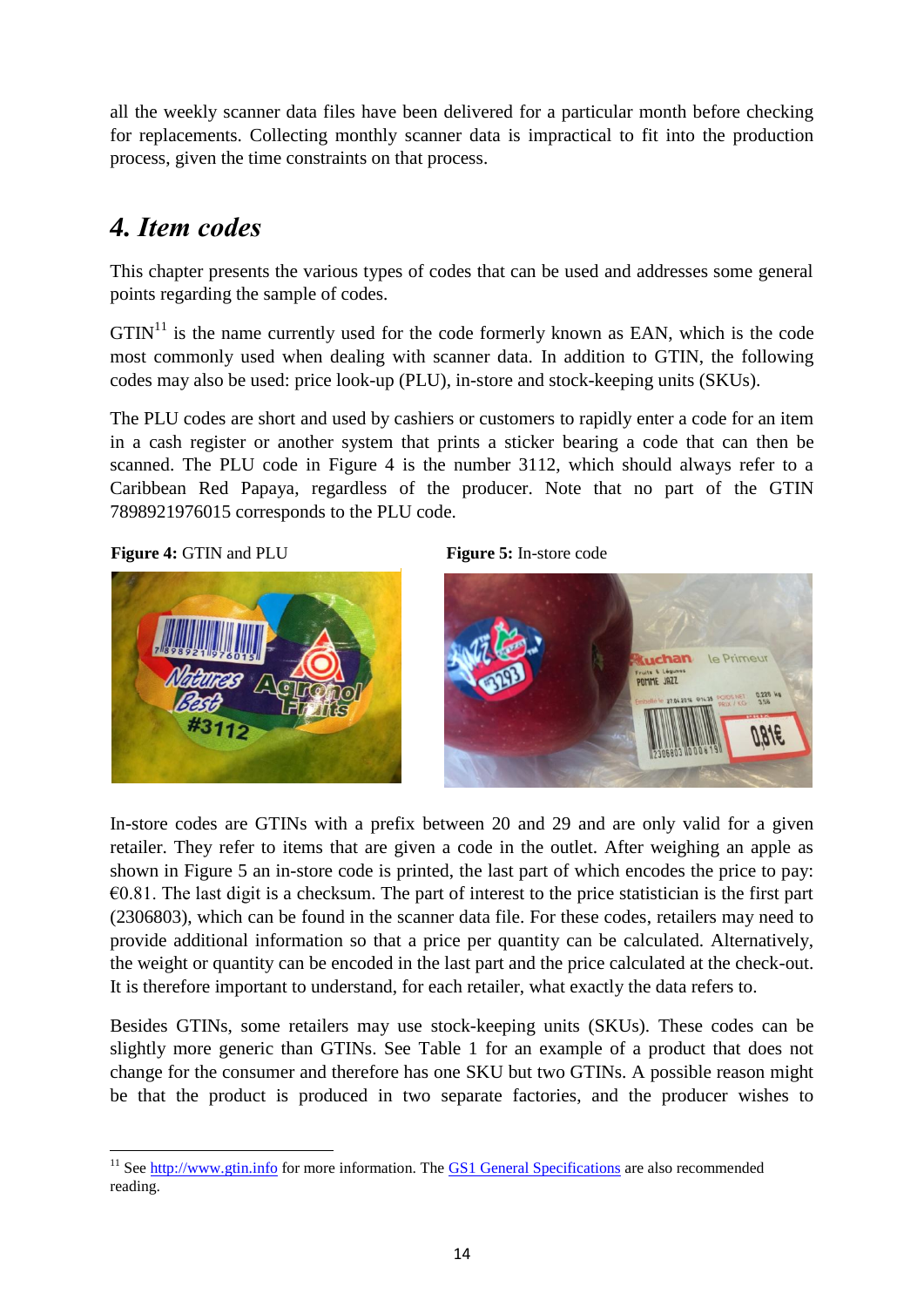all the weekly scanner data files have been delivered for a particular month before checking for replacements. Collecting monthly scanner data is impractical to fit into the production process, given the time constraints on that process.

## 4. Item codes

This chapter presents the various types of codes that can be used and addresses some general points regarding the sample of codes.

GTIN[11] is the name currently used for the code formerly known as EAN, which is the code most commonly used when dealing with scanner data. In addition to GTIN, the following codes may also be used: price look-up (PLU), in-store and stock-keeping units (SKUs).

The PLU codes are short and used by cashiers or customers to rapidly enter a code for an item in a cash register or another system that prints a sticker bearing a code that can then be scanned. The PLU code in Figure 4 is the number 3112, which should always refer to a Caribbean Red Papaya, regardless of the producer. Note that no part of the GTIN 7898921976015 corresponds to the PLU code.

**Figure 4:** GTIN and PLU

**Figure 5:** In-store code

In-store codes are GTINs with a prefix between 20 and 29 and are only valid for a given retailer. They refer to items that are given a code in the outlet. After weighing an apple as shown in Figure 5 an in-store code is printed, the last part of which encodes the price to pay: €0.81. The last digit is a checksum. The part of interest to the price statistician is the first part (2306803), which can be found in the scanner data file. For these codes, retailers may need to provide additional information so that a price per quantity can be calculated. Alternatively, the weight or quantity can be encoded in the last part and the price calculated at the check-out. It is therefore important to understand, for each retailer, what exactly the data refers to.

Besides GTINs, some retailers may use stock-keeping units (SKUs). These codes can be slightly more generic than GTINs. See Table 1 for an example of a product that does not change for the consumer and therefore has one SKU but two GTINs. A possible reason might be that the product is produced in two separate factories, and the producer wishes to

[11] See http://www.gtin.info for more information. The GS1 General Specifications are also recommended reading.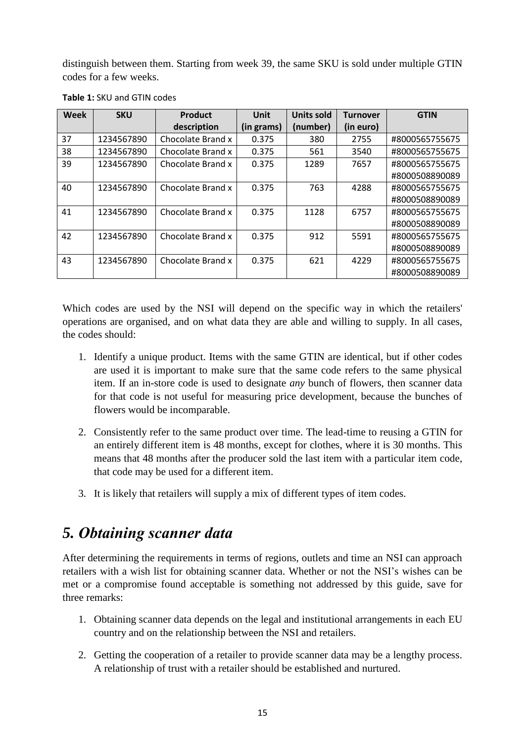distinguish between them. Starting from week 39, the same SKU is sold under multiple GTIN codes for a few weeks.

**Table 1:** SKU and GTIN codes

| Week | SKU | Product description | Unit (in grams) | Units sold (number) | Turnover (in euro) | GTIN |
|---|---|---|---|---|---|---|
| 37 | 1234567890 | Chocolate Brand x | 0.375 | 380 | 2755 | #8000565755675 |
| 38 | 1234567890 | Chocolate Brand x | 0.375 | 561 | 3540 | #8000565755675 |
| 39 | 1234567890 | Chocolate Brand x | 0.375 | 1289 | 7657 | #8000565755675 #8000508890089 |
| 40 | 1234567890 | Chocolate Brand x | 0.375 | 763 | 4288 | #8000565755675 #8000508890089 |
| 41 | 1234567890 | Chocolate Brand x | 0.375 | 1128 | 6757 | #8000565755675 #8000508890089 |
| 42 | 1234567890 | Chocolate Brand x | 0.375 | 912 | 5591 | #8000565755675 #8000508890089 |
| 43 | 1234567890 | Chocolate Brand x | 0.375 | 621 | 4229 | #8000565755675 #8000508890089 |

Which codes are used by the NSI will depend on the specific way in which the retailers' operations are organised, and on what data they are able and willing to supply. In all cases, the codes should:

1. Identify a unique product. Items with the same GTIN are identical, but if other codes are used it is important to make sure that the same code refers to the same physical item. If an in-store code is used to designate *any* bunch of flowers, then scanner data for that code is not useful for measuring price development, because the bunches of flowers would be incomparable.
2. Consistently refer to the same product over time. The lead-time to reusing a GTIN for an entirely different item is 48 months, except for clothes, where it is 30 months. This means that 48 months after the producer sold the last item with a particular item code, that code may be used for a different item.
3. It is likely that retailers will supply a mix of different types of item codes.

## *5. Obtaining scanner data*

After determining the requirements in terms of regions, outlets and time an NSI can approach retailers with a wish list for obtaining scanner data. Whether or not the NSI's wishes can be met or a compromise found acceptable is something not addressed by this guide, save for three remarks:

1. Obtaining scanner data depends on the legal and institutional arrangements in each EU country and on the relationship between the NSI and retailers.
2. Getting the cooperation of a retailer to provide scanner data may be a lengthy process. A relationship of trust with a retailer should be established and nurtured.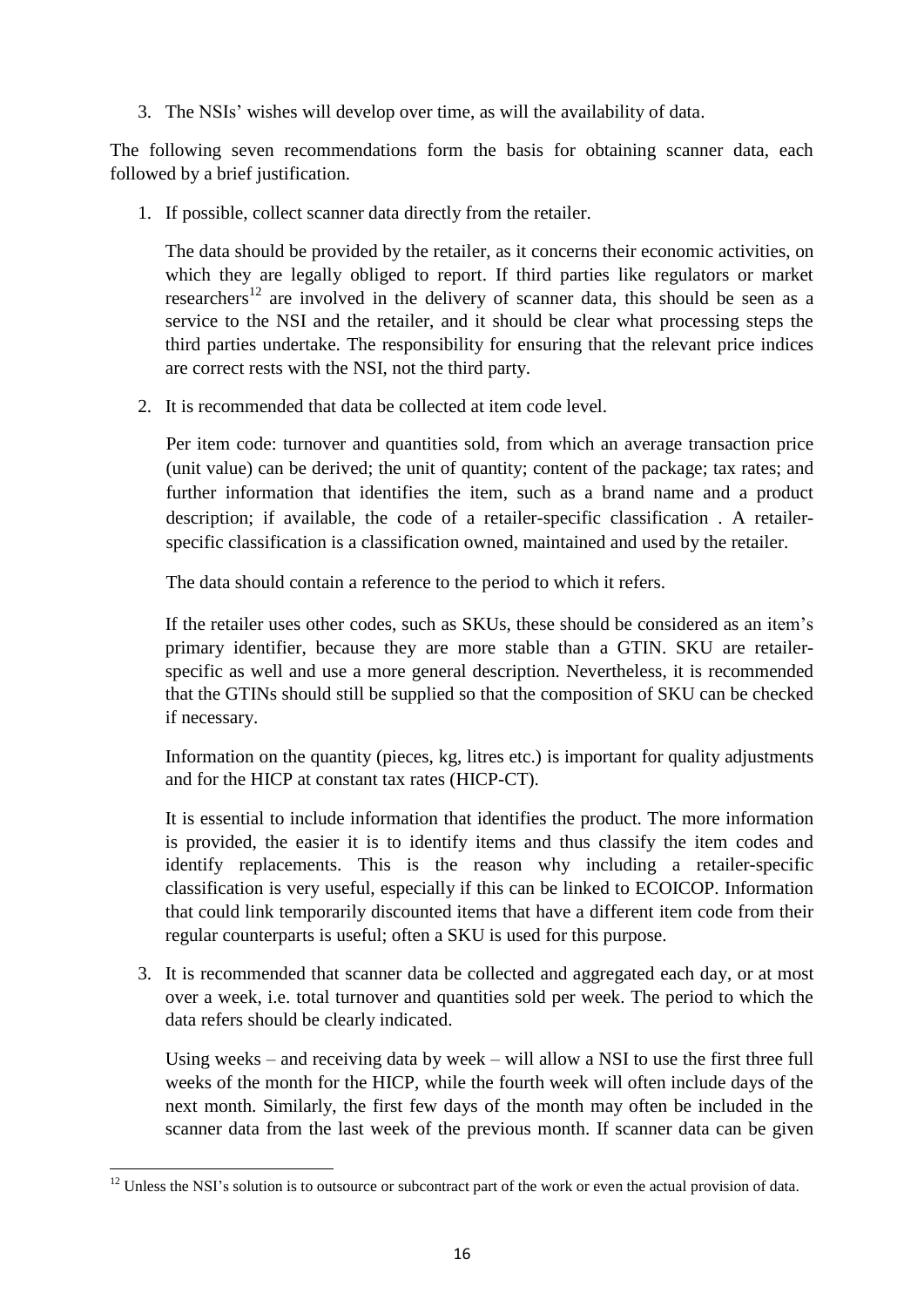3. The NSIs' wishes will develop over time, as will the availability of data.

The following seven recommendations form the basis for obtaining scanner data, each followed by a brief justification.

1. If possible, collect scanner data directly from the retailer.

   The data should be provided by the retailer, as it concerns their economic activities, on which they are legally obliged to report. If third parties like regulators or market researchers[12] are involved in the delivery of scanner data, this should be seen as a service to the NSI and the retailer, and it should be clear what processing steps the third parties undertake. The responsibility for ensuring that the relevant price indices are correct rests with the NSI, not the third party.

2. It is recommended that data be collected at item code level.

   Per item code: turnover and quantities sold, from which an average transaction price (unit value) can be derived; the unit of quantity; content of the package; tax rates; and further information that identifies the item, such as a brand name and a product description; if available, the code of a retailer-specific classification . A retailer-specific classification is a classification owned, maintained and used by the retailer.

   The data should contain a reference to the period to which it refers.

   If the retailer uses other codes, such as SKUs, these should be considered as an item's primary identifier, because they are more stable than a GTIN. SKU are retailer-specific as well and use a more general description. Nevertheless, it is recommended that the GTINs should still be supplied so that the composition of SKU can be checked if necessary.

   Information on the quantity (pieces, kg, litres etc.) is important for quality adjustments and for the HICP at constant tax rates (HICP-CT).

   It is essential to include information that identifies the product. The more information is provided, the easier it is to identify items and thus classify the item codes and identify replacements. This is the reason why including a retailer-specific classification is very useful, especially if this can be linked to ECOICOP. Information that could link temporarily discounted items that have a different item code from their regular counterparts is useful; often a SKU is used for this purpose.

3. It is recommended that scanner data be collected and aggregated each day, or at most over a week, i.e. total turnover and quantities sold per week. The period to which the data refers should be clearly indicated.

   Using weeks – and receiving data by week – will allow a NSI to use the first three full weeks of the month for the HICP, while the fourth week will often include days of the next month. Similarly, the first few days of the month may often be included in the scanner data from the last week of the previous month. If scanner data can be given

[12] Unless the NSI's solution is to outsource or subcontract part of the work or even the actual provision of data.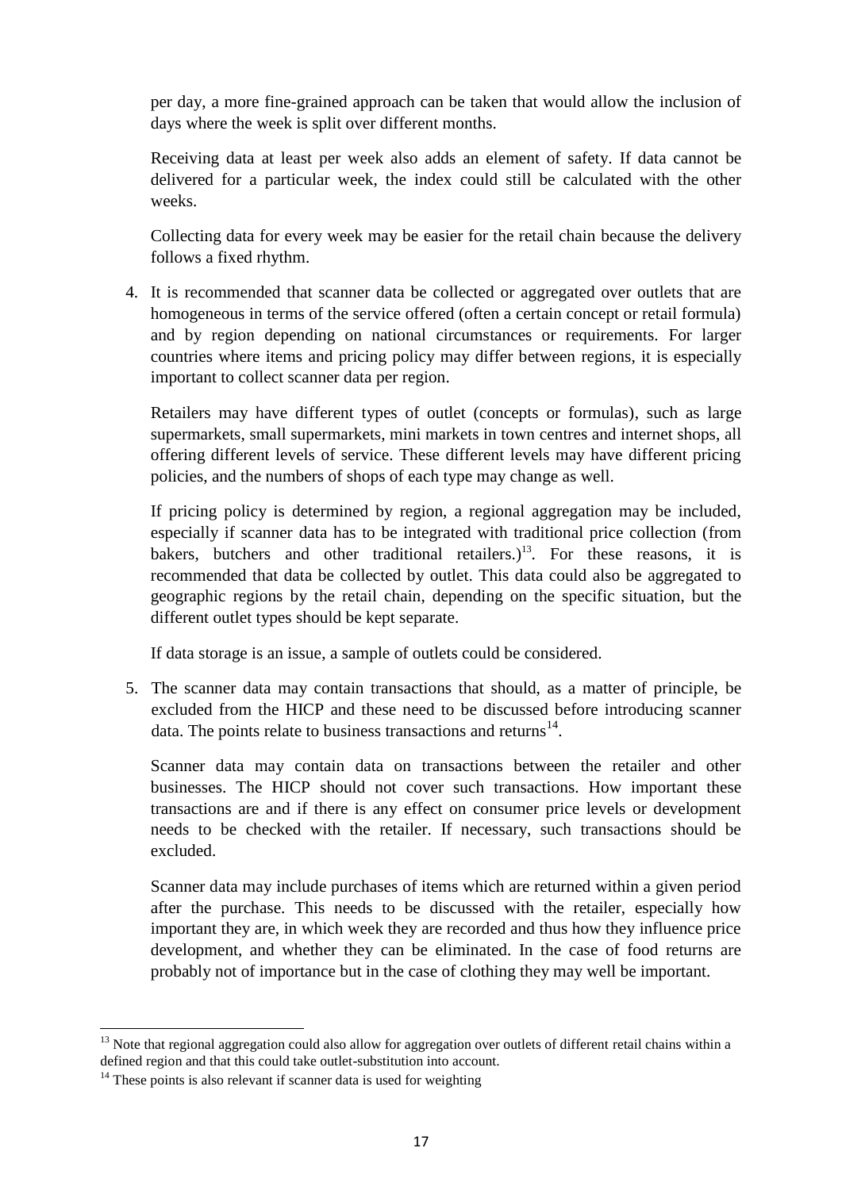per day, a more fine-grained approach can be taken that would allow the inclusion of days where the week is split over different months.

Receiving data at least per week also adds an element of safety. If data cannot be delivered for a particular week, the index could still be calculated with the other weeks.

Collecting data for every week may be easier for the retail chain because the delivery follows a fixed rhythm.

4. It is recommended that scanner data be collected or aggregated over outlets that are homogeneous in terms of the service offered (often a certain concept or retail formula) and by region depending on national circumstances or requirements. For larger countries where items and pricing policy may differ between regions, it is especially important to collect scanner data per region.

   Retailers may have different types of outlet (concepts or formulas), such as large supermarkets, small supermarkets, mini markets in town centres and internet shops, all offering different levels of service. These different levels may have different pricing policies, and the numbers of shops of each type may change as well.

   If pricing policy is determined by region, a regional aggregation may be included, especially if scanner data has to be integrated with traditional price collection (from bakers, butchers and other traditional retailers.)[13]. For these reasons, it is recommended that data be collected by outlet. This data could also be aggregated to geographic regions by the retail chain, depending on the specific situation, but the different outlet types should be kept separate.

   If data storage is an issue, a sample of outlets could be considered.

5. The scanner data may contain transactions that should, as a matter of principle, be excluded from the HICP and these need to be discussed before introducing scanner data. The points relate to business transactions and returns[14].

   Scanner data may contain data on transactions between the retailer and other businesses. The HICP should not cover such transactions. How important these transactions are and if there is any effect on consumer price levels or development needs to be checked with the retailer. If necessary, such transactions should be excluded.

   Scanner data may include purchases of items which are returned within a given period after the purchase. This needs to be discussed with the retailer, especially how important they are, in which week they are recorded and thus how they influence price development, and whether they can be eliminated. In the case of food returns are probably not of importance but in the case of clothing they may well be important.

---

[13] Note that regional aggregation could also allow for aggregation over outlets of different retail chains within a defined region and that this could take outlet-substitution into account.

[14] These points is also relevant if scanner data is used for weighting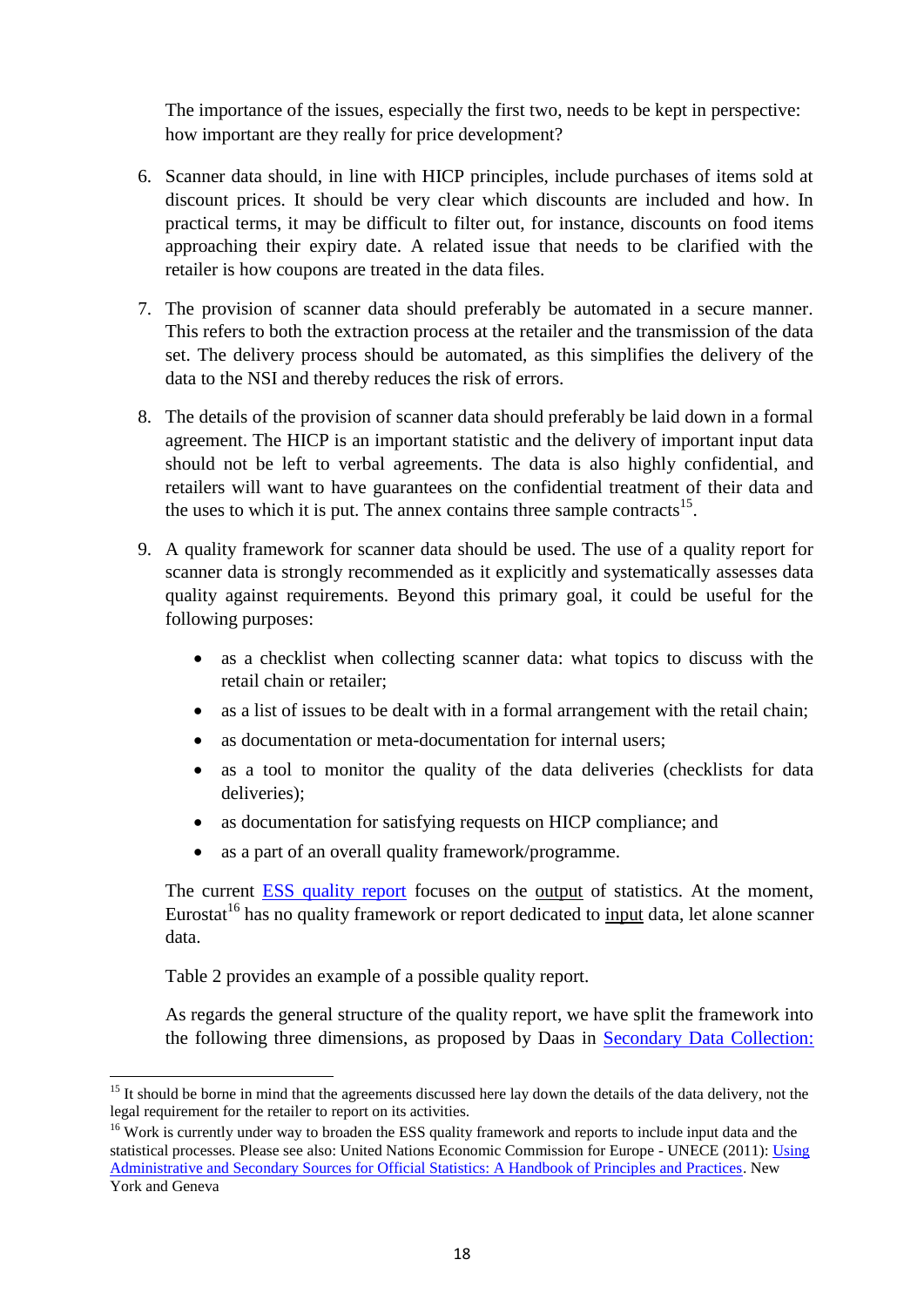The importance of the issues, especially the first two, needs to be kept in perspective: how important are they really for price development?

6. Scanner data should, in line with HICP principles, include purchases of items sold at discount prices. It should be very clear which discounts are included and how. In practical terms, it may be difficult to filter out, for instance, discounts on food items approaching their expiry date. A related issue that needs to be clarified with the retailer is how coupons are treated in the data files.

7. The provision of scanner data should preferably be automated in a secure manner. This refers to both the extraction process at the retailer and the transmission of the data set. The delivery process should be automated, as this simplifies the delivery of the data to the NSI and thereby reduces the risk of errors.

8. The details of the provision of scanner data should preferably be laid down in a formal agreement. The HICP is an important statistic and the delivery of important input data should not be left to verbal agreements. The data is also highly confidential, and retailers will want to have guarantees on the confidential treatment of their data and the uses to which it is put. The annex contains three sample contracts[15].

9. A quality framework for scanner data should be used. The use of a quality report for scanner data is strongly recommended as it explicitly and systematically assesses data quality against requirements. Beyond this primary goal, it could be useful for the following purposes:

   - as a checklist when collecting scanner data: what topics to discuss with the retail chain or retailer;
   - as a list of issues to be dealt with in a formal arrangement with the retail chain;
   - as documentation or meta-documentation for internal users;
   - as a tool to monitor the quality of the data deliveries (checklists for data deliveries);
   - as documentation for satisfying requests on HICP compliance; and
   - as a part of an overall quality framework/programme.

   The current ESS quality report focuses on the output of statistics. At the moment, Eurostat[16] has no quality framework or report dedicated to input data, let alone scanner data.

   Table 2 provides an example of a possible quality report.

   As regards the general structure of the quality report, we have split the framework into the following three dimensions, as proposed by Daas in Secondary Data Collection:

---

[15] It should be borne in mind that the agreements discussed here lay down the details of the data delivery, not the legal requirement for the retailer to report on its activities.

[16] Work is currently under way to broaden the ESS quality framework and reports to include input data and the statistical processes. Please see also: United Nations Economic Commission for Europe - UNECE (2011): Using Administrative and Secondary Sources for Official Statistics: A Handbook of Principles and Practices. New York and Geneva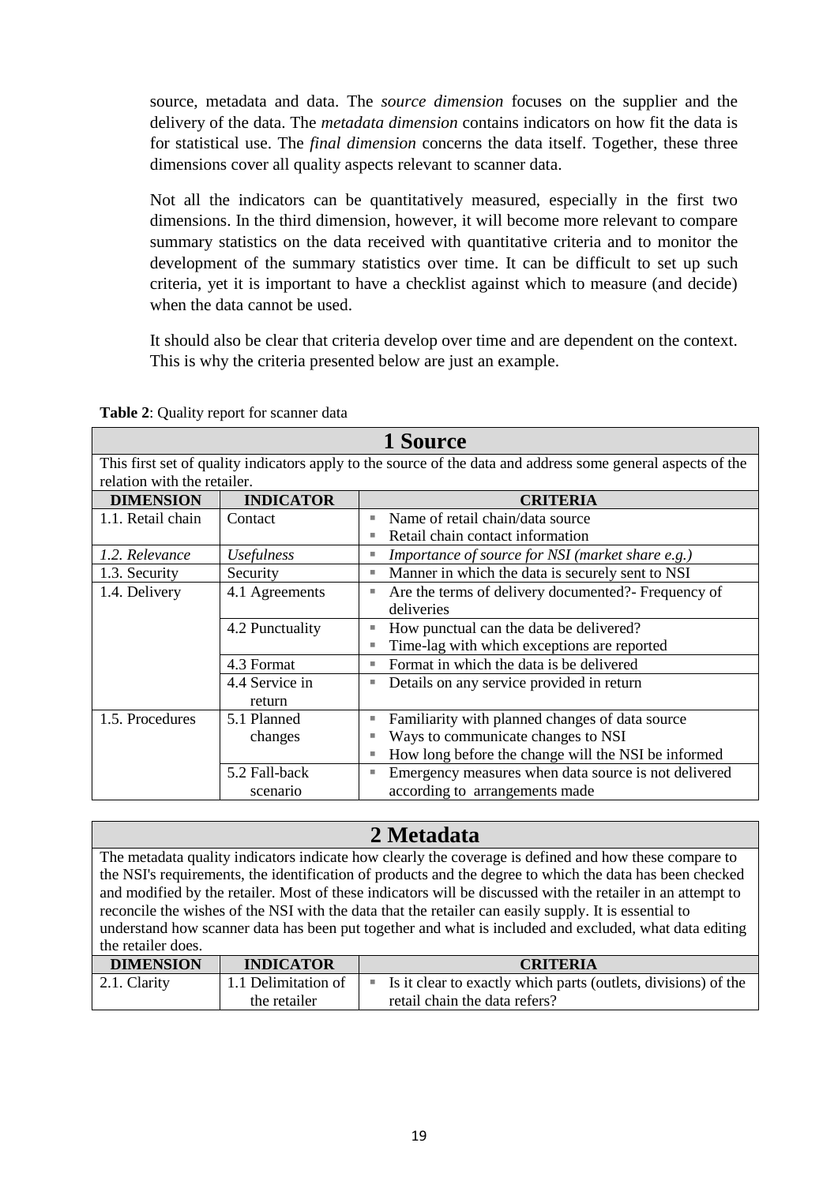source, metadata and data. The *source dimension* focuses on the supplier and the delivery of the data. The *metadata dimension* contains indicators on how fit the data is for statistical use. The *final dimension* concerns the data itself. Together, these three dimensions cover all quality aspects relevant to scanner data.

Not all the indicators can be quantitatively measured, especially in the first two dimensions. In the third dimension, however, it will become more relevant to compare summary statistics on the data received with quantitative criteria and to monitor the development of the summary statistics over time. It can be difficult to set up such criteria, yet it is important to have a checklist against which to measure (and decide) when the data cannot be used.

It should also be clear that criteria develop over time and are dependent on the context. This is why the criteria presented below are just an example.

**Table 2**: Quality report for scanner data

| **1 Source** | | |
|---|---|---|
| This first set of quality indicators apply to the source of the data and address some general aspects of the relation with the retailer. | | |
| **DIMENSION** | **INDICATOR** | **CRITERIA** |
| 1.1. Retail chain | Contact | ▪ Name of retail chain/data source<br>▪ Retail chain contact information |
| *1.2. Relevance* | *Usefulness* | ▪ *Importance of source for NSI (market share e.g.)* |
| 1.3. Security | Security | ▪ Manner in which the data is securely sent to NSI |
| 1.4. Delivery | 4.1 Agreements | ▪ Are the terms of delivery documented?- Frequency of deliveries |
| | 4.2 Punctuality | ▪ How punctual can the data be delivered?<br>▪ Time-lag with which exceptions are reported |
| | 4.3 Format | ▪ Format in which the data is be delivered |
| | 4.4 Service in return | ▪ Details on any service provided in return |
| 1.5. Procedures | 5.1 Planned changes | ▪ Familiarity with planned changes of data source<br>▪ Ways to communicate changes to NSI<br>▪ How long before the change will the NSI be informed |
| | 5.2 Fall-back scenario | ▪ Emergency measures when data source is not delivered according to arrangements made |

| **2 Metadata** | | |
|---|---|---|
| The metadata quality indicators indicate how clearly the coverage is defined and how these compare to the NSI's requirements, the identification of products and the degree to which the data has been checked and modified by the retailer. Most of these indicators will be discussed with the retailer in an attempt to reconcile the wishes of the NSI with the data that the retailer can easily supply. It is essential to understand how scanner data has been put together and what is included and excluded, what data editing the retailer does. | | |
| **DIMENSION** | **INDICATOR** | **CRITERIA** |
| 2.1. Clarity | 1.1 Delimitation of the retailer | ▪ Is it clear to exactly which parts (outlets, divisions) of the retail chain the data refers? |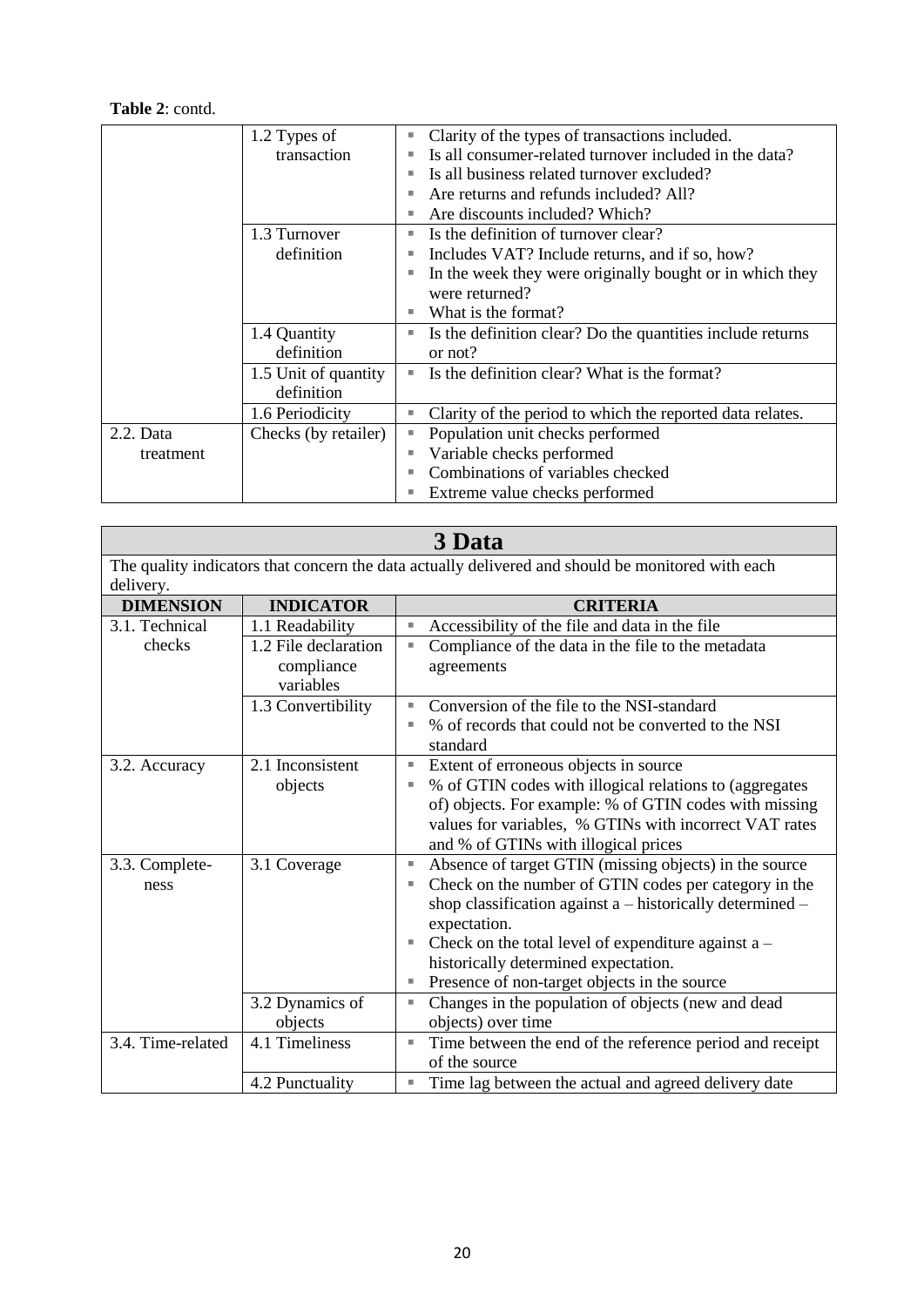**Table 2**: contd.

| | | |
|---|---|---|
| | 1.2 Types of transaction | ▪ Clarity of the types of transactions included.<br>▪ Is all consumer-related turnover included in the data?<br>▪ Is all business related turnover excluded?<br>▪ Are returns and refunds included? All?<br>▪ Are discounts included? Which? |
| | 1.3 Turnover definition | ▪ Is the definition of turnover clear?<br>▪ Includes VAT? Include returns, and if so, how?<br>▪ In the week they were originally bought or in which they were returned?<br>▪ What is the format? |
| | 1.4 Quantity definition | ▪ Is the definition clear? Do the quantities include returns or not? |
| | 1.5 Unit of quantity definition | ▪ Is the definition clear? What is the format? |
| | 1.6 Periodicity | ▪ Clarity of the period to which the reported data relates. |
| 2.2. Data treatment | Checks (by retailer) | ▪ Population unit checks performed<br>▪ Variable checks performed<br>▪ Combinations of variables checked<br>▪ Extreme value checks performed |

| **3 Data** | | |
|---|---|---|
| The quality indicators that concern the data actually delivered and should be monitored with each delivery. | | |
| **DIMENSION** | **INDICATOR** | **CRITERIA** |
| 3.1. Technical checks | 1.1 Readability | ▪ Accessibility of the file and data in the file |
| | 1.2 File declaration compliance variables | ▪ Compliance of the data in the file to the metadata agreements |
| | 1.3 Convertibility | ▪ Conversion of the file to the NSI-standard<br>▪ % of records that could not be converted to the NSI standard |
| 3.2. Accuracy | 2.1 Inconsistent objects | ▪ Extent of erroneous objects in source<br>▪ % of GTIN codes with illogical relations to (aggregates of) objects. For example: % of GTIN codes with missing values for variables, % GTINs with incorrect VAT rates and % of GTINs with illogical prices |
| 3.3. Complete-ness | 3.1 Coverage | ▪ Absence of target GTIN (missing objects) in the source<br>▪ Check on the number of GTIN codes per category in the shop classification against a – historically determined – expectation.<br>▪ Check on the total level of expenditure against a – historically determined expectation.<br>▪ Presence of non-target objects in the source |
| | 3.2 Dynamics of objects | ▪ Changes in the population of objects (new and dead objects) over time |
| 3.4. Time-related | 4.1 Timeliness | ▪ Time between the end of the reference period and receipt of the source |
| | 4.2 Punctuality | ▪ Time lag between the actual and agreed delivery date |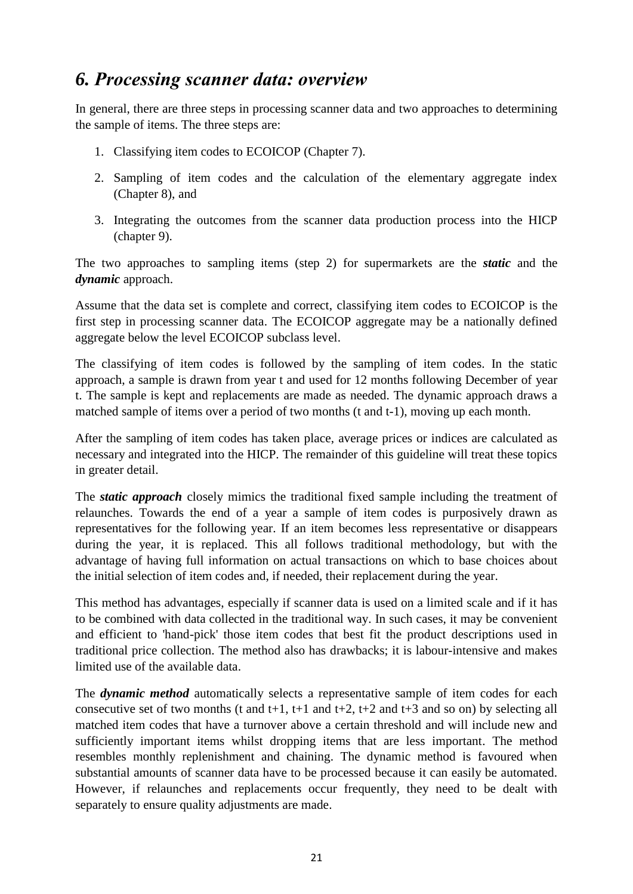# *6. Processing scanner data: overview*

In general, there are three steps in processing scanner data and two approaches to determining the sample of items. The three steps are:

1. Classifying item codes to ECOICOP (Chapter 7).
2. Sampling of item codes and the calculation of the elementary aggregate index (Chapter 8), and
3. Integrating the outcomes from the scanner data production process into the HICP (chapter 9).

The two approaches to sampling items (step 2) for supermarkets are the ***static*** and the ***dynamic*** approach.

Assume that the data set is complete and correct, classifying item codes to ECOICOP is the first step in processing scanner data. The ECOICOP aggregate may be a nationally defined aggregate below the level ECOICOP subclass level.

The classifying of item codes is followed by the sampling of item codes. In the static approach, a sample is drawn from year t and used for 12 months following December of year t. The sample is kept and replacements are made as needed. The dynamic approach draws a matched sample of items over a period of two months (t and t-1), moving up each month.

After the sampling of item codes has taken place, average prices or indices are calculated as necessary and integrated into the HICP. The remainder of this guideline will treat these topics in greater detail.

The ***static approach*** closely mimics the traditional fixed sample including the treatment of relaunches. Towards the end of a year a sample of item codes is purposively drawn as representatives for the following year. If an item becomes less representative or disappears during the year, it is replaced. This all follows traditional methodology, but with the advantage of having full information on actual transactions on which to base choices about the initial selection of item codes and, if needed, their replacement during the year.

This method has advantages, especially if scanner data is used on a limited scale and if it has to be combined with data collected in the traditional way. In such cases, it may be convenient and efficient to 'hand-pick' those item codes that best fit the product descriptions used in traditional price collection. The method also has drawbacks; it is labour-intensive and makes limited use of the available data.

The ***dynamic method*** automatically selects a representative sample of item codes for each consecutive set of two months (t and t+1, t+1 and t+2, t+2 and t+3 and so on) by selecting all matched item codes that have a turnover above a certain threshold and will include new and sufficiently important items whilst dropping items that are less important. The method resembles monthly replenishment and chaining. The dynamic method is favoured when substantial amounts of scanner data have to be processed because it can easily be automated. However, if relaunches and replacements occur frequently, they need to be dealt with separately to ensure quality adjustments are made.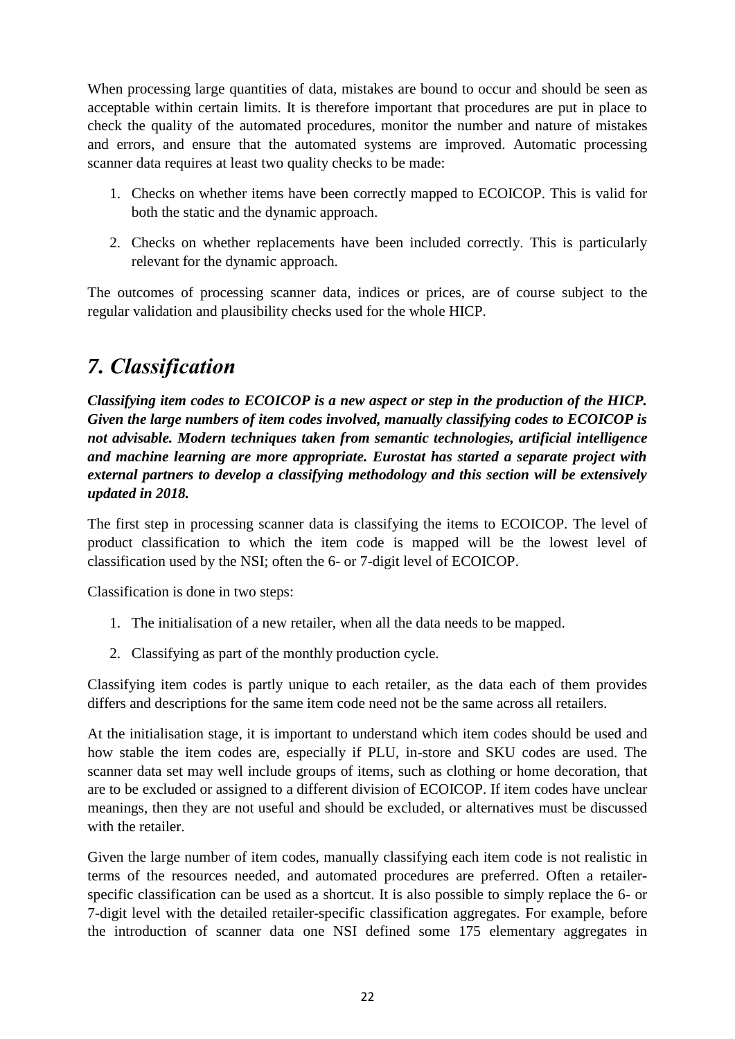When processing large quantities of data, mistakes are bound to occur and should be seen as acceptable within certain limits. It is therefore important that procedures are put in place to check the quality of the automated procedures, monitor the number and nature of mistakes and errors, and ensure that the automated systems are improved. Automatic processing scanner data requires at least two quality checks to be made:

1. Checks on whether items have been correctly mapped to ECOICOP. This is valid for both the static and the dynamic approach.

2. Checks on whether replacements have been included correctly. This is particularly relevant for the dynamic approach.

The outcomes of processing scanner data, indices or prices, are of course subject to the regular validation and plausibility checks used for the whole HICP.

# *7. Classification*

***Classifying item codes to ECOICOP is a new aspect or step in the production of the HICP. Given the large numbers of item codes involved, manually classifying codes to ECOICOP is not advisable. Modern techniques taken from semantic technologies, artificial intelligence and machine learning are more appropriate. Eurostat has started a separate project with external partners to develop a classifying methodology and this section will be extensively updated in 2018.***

The first step in processing scanner data is classifying the items to ECOICOP. The level of product classification to which the item code is mapped will be the lowest level of classification used by the NSI; often the 6- or 7-digit level of ECOICOP.

Classification is done in two steps:

1. The initialisation of a new retailer, when all the data needs to be mapped.

2. Classifying as part of the monthly production cycle.

Classifying item codes is partly unique to each retailer, as the data each of them provides differs and descriptions for the same item code need not be the same across all retailers.

At the initialisation stage, it is important to understand which item codes should be used and how stable the item codes are, especially if PLU, in-store and SKU codes are used. The scanner data set may well include groups of items, such as clothing or home decoration, that are to be excluded or assigned to a different division of ECOICOP. If item codes have unclear meanings, then they are not useful and should be excluded, or alternatives must be discussed with the retailer.

Given the large number of item codes, manually classifying each item code is not realistic in terms of the resources needed, and automated procedures are preferred. Often a retailer-specific classification can be used as a shortcut. It is also possible to simply replace the 6- or 7-digit level with the detailed retailer-specific classification aggregates. For example, before the introduction of scanner data one NSI defined some 175 elementary aggregates in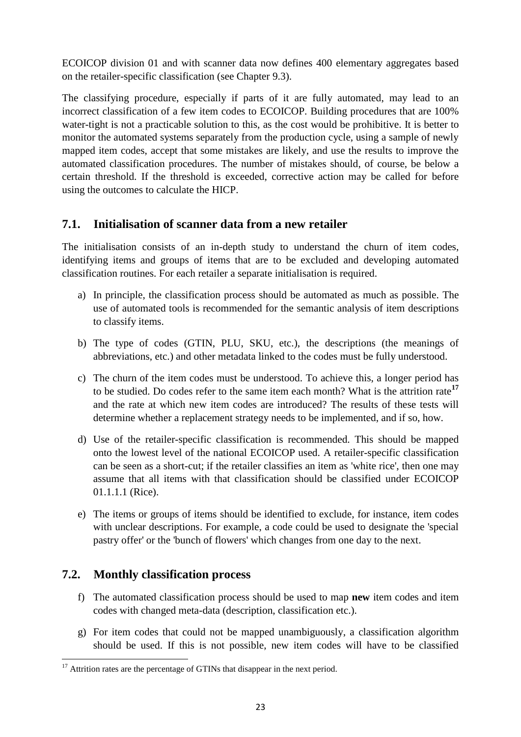ECOICOP division 01 and with scanner data now defines 400 elementary aggregates based on the retailer-specific classification (see Chapter 9.3).

The classifying procedure, especially if parts of it are fully automated, may lead to an incorrect classification of a few item codes to ECOICOP. Building procedures that are 100% water-tight is not a practicable solution to this, as the cost would be prohibitive. It is better to monitor the automated systems separately from the production cycle, using a sample of newly mapped item codes, accept that some mistakes are likely, and use the results to improve the automated classification procedures. The number of mistakes should, of course, be below a certain threshold. If the threshold is exceeded, corrective action may be called for before using the outcomes to calculate the HICP.

## 7.1. Initialisation of scanner data from a new retailer

The initialisation consists of an in-depth study to understand the churn of item codes, identifying items and groups of items that are to be excluded and developing automated classification routines. For each retailer a separate initialisation is required.

a) In principle, the classification process should be automated as much as possible. The use of automated tools is recommended for the semantic analysis of item descriptions to classify items.

b) The type of codes (GTIN, PLU, SKU, etc.), the descriptions (the meanings of abbreviations, etc.) and other metadata linked to the codes must be fully understood.

c) The churn of the item codes must be understood. To achieve this, a longer period has to be studied. Do codes refer to the same item each month? What is the attrition rate[17] and the rate at which new item codes are introduced? The results of these tests will determine whether a replacement strategy needs to be implemented, and if so, how.

d) Use of the retailer-specific classification is recommended. This should be mapped onto the lowest level of the national ECOICOP used. A retailer-specific classification can be seen as a short-cut; if the retailer classifies an item as 'white rice', then one may assume that all items with that classification should be classified under ECOICOP 01.1.1.1 (Rice).

e) The items or groups of items should be identified to exclude, for instance, item codes with unclear descriptions. For example, a code could be used to designate the 'special pastry offer' or the 'bunch of flowers' which changes from one day to the next.

## 7.2. Monthly classification process

f) The automated classification process should be used to map **new** item codes and item codes with changed meta-data (description, classification etc.).

g) For item codes that could not be mapped unambiguously, a classification algorithm should be used. If this is not possible, new item codes will have to be classified

[17] Attrition rates are the percentage of GTINs that disappear in the next period.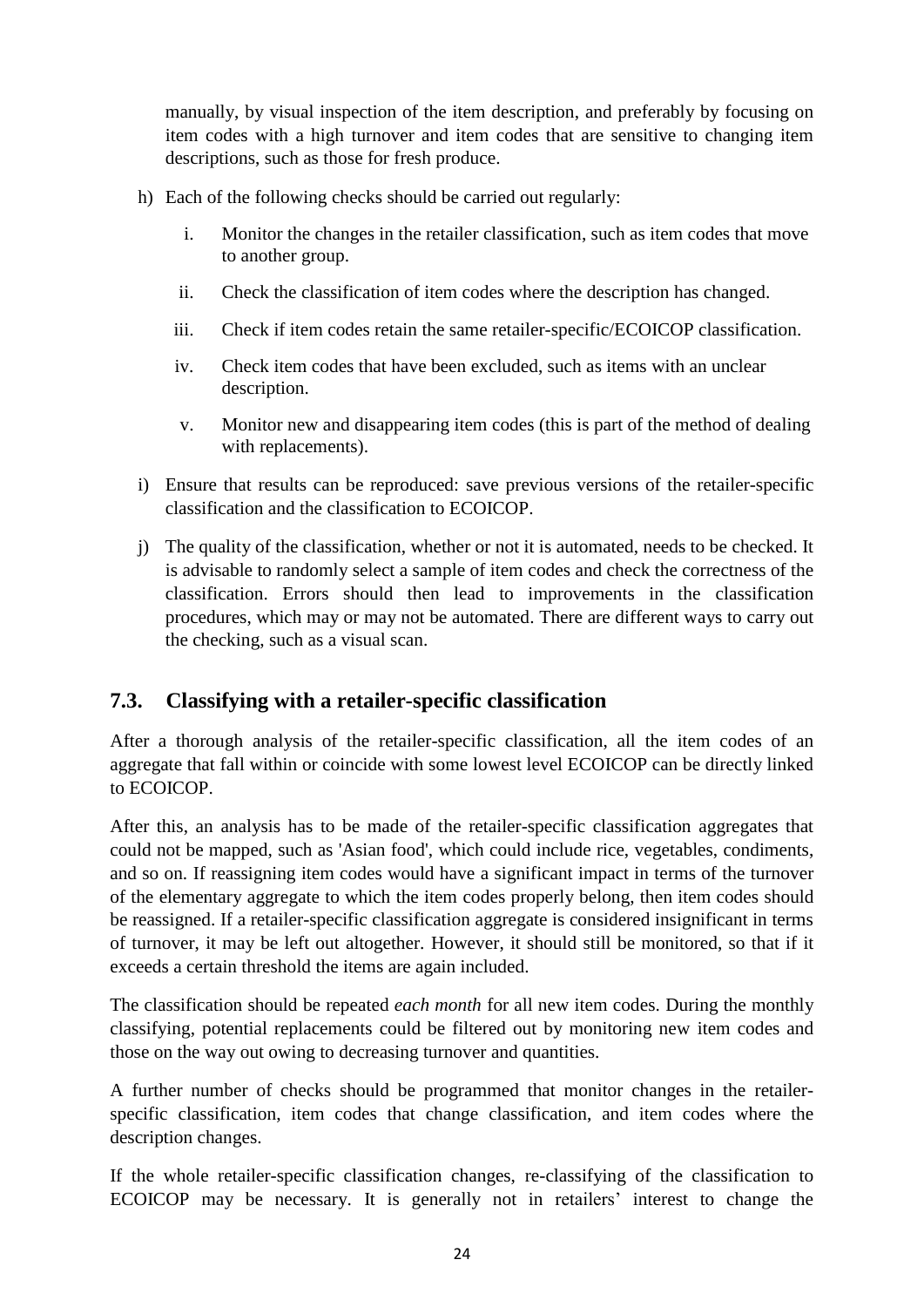manually, by visual inspection of the item description, and preferably by focusing on item codes with a high turnover and item codes that are sensitive to changing item descriptions, such as those for fresh produce.

h) Each of the following checks should be carried out regularly:

   i. Monitor the changes in the retailer classification, such as item codes that move to another group.

   ii. Check the classification of item codes where the description has changed.

   iii. Check if item codes retain the same retailer-specific/ECOICOP classification.

   iv. Check item codes that have been excluded, such as items with an unclear description.

   v. Monitor new and disappearing item codes (this is part of the method of dealing with replacements).

i) Ensure that results can be reproduced: save previous versions of the retailer-specific classification and the classification to ECOICOP.

j) The quality of the classification, whether or not it is automated, needs to be checked. It is advisable to randomly select a sample of item codes and check the correctness of the classification. Errors should then lead to improvements in the classification procedures, which may or may not be automated. There are different ways to carry out the checking, such as a visual scan.

## 7.3. Classifying with a retailer-specific classification

After a thorough analysis of the retailer-specific classification, all the item codes of an aggregate that fall within or coincide with some lowest level ECOICOP can be directly linked to ECOICOP.

After this, an analysis has to be made of the retailer-specific classification aggregates that could not be mapped, such as 'Asian food', which could include rice, vegetables, condiments, and so on. If reassigning item codes would have a significant impact in terms of the turnover of the elementary aggregate to which the item codes properly belong, then item codes should be reassigned. If a retailer-specific classification aggregate is considered insignificant in terms of turnover, it may be left out altogether. However, it should still be monitored, so that if it exceeds a certain threshold the items are again included.

The classification should be repeated *each month* for all new item codes. During the monthly classifying, potential replacements could be filtered out by monitoring new item codes and those on the way out owing to decreasing turnover and quantities.

A further number of checks should be programmed that monitor changes in the retailer-specific classification, item codes that change classification, and item codes where the description changes.

If the whole retailer-specific classification changes, re-classifying of the classification to ECOICOP may be necessary. It is generally not in retailers' interest to change the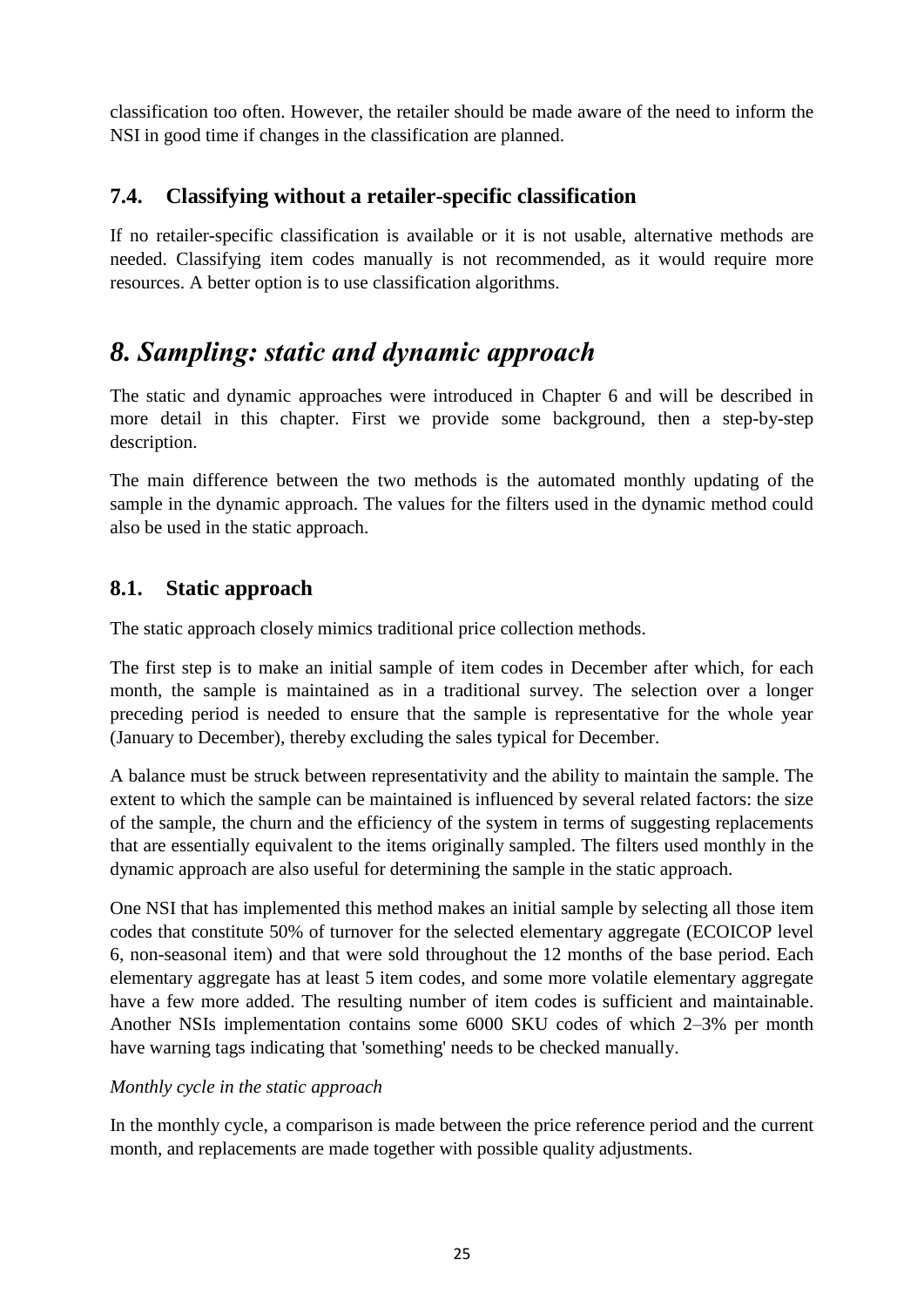classification too often. However, the retailer should be made aware of the need to inform the NSI in good time if changes in the classification are planned.

### 7.4. Classifying without a retailer-specific classification

If no retailer-specific classification is available or it is not usable, alternative methods are needed. Classifying item codes manually is not recommended, as it would require more resources. A better option is to use classification algorithms.

# *8. Sampling: static and dynamic approach*

The static and dynamic approaches were introduced in Chapter 6 and will be described in more detail in this chapter. First we provide some background, then a step-by-step description.

The main difference between the two methods is the automated monthly updating of the sample in the dynamic approach. The values for the filters used in the dynamic method could also be used in the static approach.

### 8.1. Static approach

The static approach closely mimics traditional price collection methods.

The first step is to make an initial sample of item codes in December after which, for each month, the sample is maintained as in a traditional survey. The selection over a longer preceding period is needed to ensure that the sample is representative for the whole year (January to December), thereby excluding the sales typical for December.

A balance must be struck between representativity and the ability to maintain the sample. The extent to which the sample can be maintained is influenced by several related factors: the size of the sample, the churn and the efficiency of the system in terms of suggesting replacements that are essentially equivalent to the items originally sampled. The filters used monthly in the dynamic approach are also useful for determining the sample in the static approach.

One NSI that has implemented this method makes an initial sample by selecting all those item codes that constitute 50% of turnover for the selected elementary aggregate (ECOICOP level 6, non-seasonal item) and that were sold throughout the 12 months of the base period. Each elementary aggregate has at least 5 item codes, and some more volatile elementary aggregate have a few more added. The resulting number of item codes is sufficient and maintainable. Another NSIs implementation contains some 6000 SKU codes of which 2–3% per month have warning tags indicating that 'something' needs to be checked manually.

*Monthly cycle in the static approach*

In the monthly cycle, a comparison is made between the price reference period and the current month, and replacements are made together with possible quality adjustments.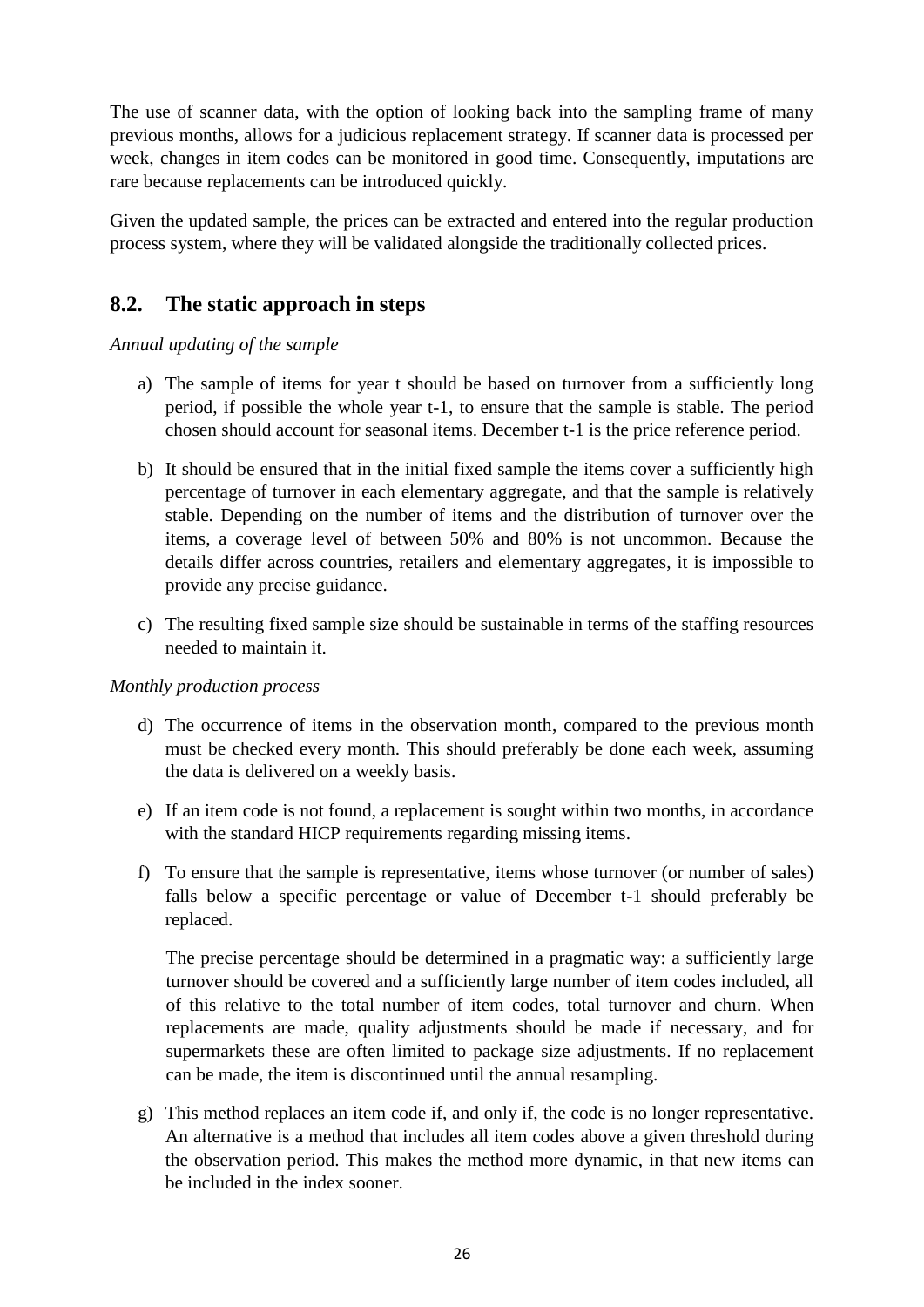The use of scanner data, with the option of looking back into the sampling frame of many previous months, allows for a judicious replacement strategy. If scanner data is processed per week, changes in item codes can be monitored in good time. Consequently, imputations are rare because replacements can be introduced quickly.

Given the updated sample, the prices can be extracted and entered into the regular production process system, where they will be validated alongside the traditionally collected prices.

## 8.2. The static approach in steps

*Annual updating of the sample*

a) The sample of items for year t should be based on turnover from a sufficiently long period, if possible the whole year t-1, to ensure that the sample is stable. The period chosen should account for seasonal items. December t-1 is the price reference period.

b) It should be ensured that in the initial fixed sample the items cover a sufficiently high percentage of turnover in each elementary aggregate, and that the sample is relatively stable. Depending on the number of items and the distribution of turnover over the items, a coverage level of between 50% and 80% is not uncommon. Because the details differ across countries, retailers and elementary aggregates, it is impossible to provide any precise guidance.

c) The resulting fixed sample size should be sustainable in terms of the staffing resources needed to maintain it.

*Monthly production process*

d) The occurrence of items in the observation month, compared to the previous month must be checked every month. This should preferably be done each week, assuming the data is delivered on a weekly basis.

e) If an item code is not found, a replacement is sought within two months, in accordance with the standard HICP requirements regarding missing items.

f) To ensure that the sample is representative, items whose turnover (or number of sales) falls below a specific percentage or value of December t-1 should preferably be replaced.

   The precise percentage should be determined in a pragmatic way: a sufficiently large turnover should be covered and a sufficiently large number of item codes included, all of this relative to the total number of item codes, total turnover and churn. When replacements are made, quality adjustments should be made if necessary, and for supermarkets these are often limited to package size adjustments. If no replacement can be made, the item is discontinued until the annual resampling.

g) This method replaces an item code if, and only if, the code is no longer representative. An alternative is a method that includes all item codes above a given threshold during the observation period. This makes the method more dynamic, in that new items can be included in the index sooner.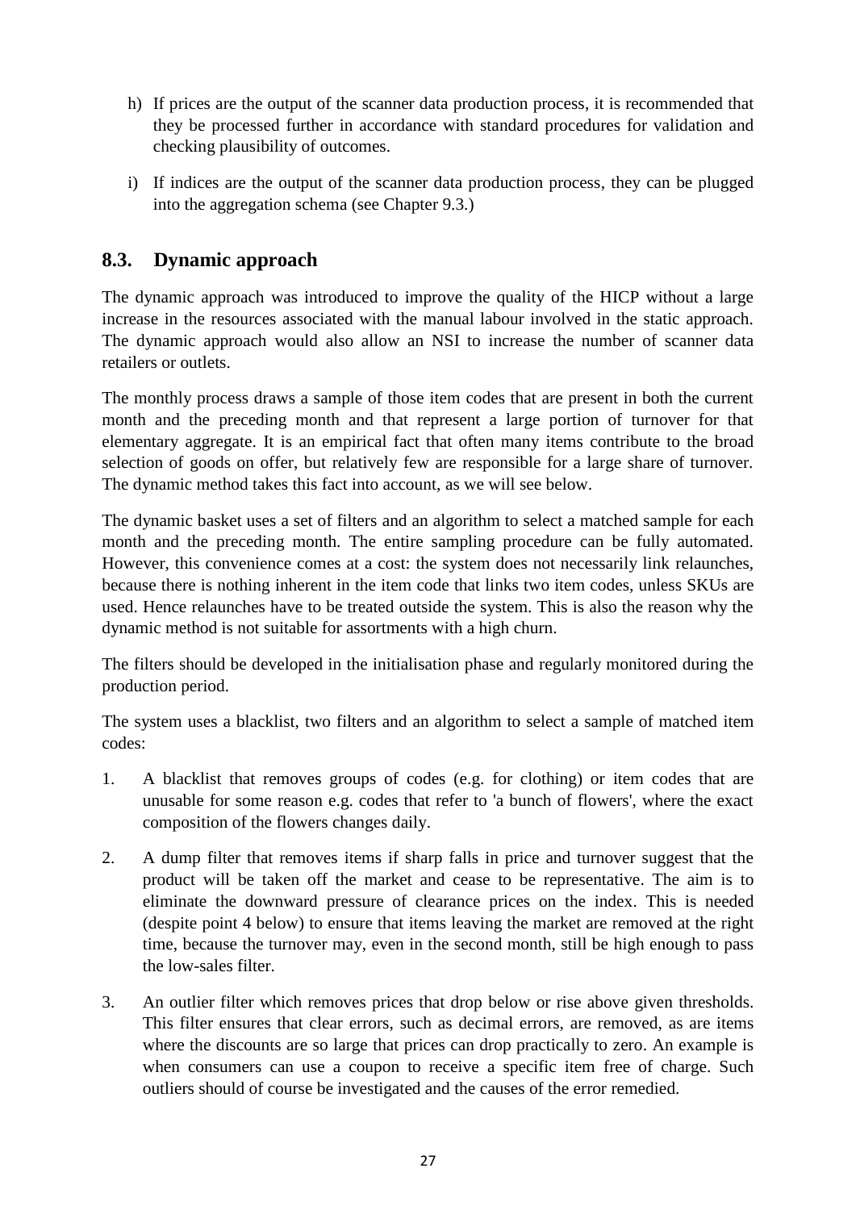h) If prices are the output of the scanner data production process, it is recommended that they be processed further in accordance with standard procedures for validation and checking plausibility of outcomes.

i) If indices are the output of the scanner data production process, they can be plugged into the aggregation schema (see Chapter 9.3.)

## 8.3. Dynamic approach

The dynamic approach was introduced to improve the quality of the HICP without a large increase in the resources associated with the manual labour involved in the static approach. The dynamic approach would also allow an NSI to increase the number of scanner data retailers or outlets.

The monthly process draws a sample of those item codes that are present in both the current month and the preceding month and that represent a large portion of turnover for that elementary aggregate. It is an empirical fact that often many items contribute to the broad selection of goods on offer, but relatively few are responsible for a large share of turnover. The dynamic method takes this fact into account, as we will see below.

The dynamic basket uses a set of filters and an algorithm to select a matched sample for each month and the preceding month. The entire sampling procedure can be fully automated. However, this convenience comes at a cost: the system does not necessarily link relaunches, because there is nothing inherent in the item code that links two item codes, unless SKUs are used. Hence relaunches have to be treated outside the system. This is also the reason why the dynamic method is not suitable for assortments with a high churn.

The filters should be developed in the initialisation phase and regularly monitored during the production period.

The system uses a blacklist, two filters and an algorithm to select a sample of matched item codes:

1. A blacklist that removes groups of codes (e.g. for clothing) or item codes that are unusable for some reason e.g. codes that refer to 'a bunch of flowers', where the exact composition of the flowers changes daily.

2. A dump filter that removes items if sharp falls in price and turnover suggest that the product will be taken off the market and cease to be representative. The aim is to eliminate the downward pressure of clearance prices on the index. This is needed (despite point 4 below) to ensure that items leaving the market are removed at the right time, because the turnover may, even in the second month, still be high enough to pass the low-sales filter.

3. An outlier filter which removes prices that drop below or rise above given thresholds. This filter ensures that clear errors, such as decimal errors, are removed, as are items where the discounts are so large that prices can drop practically to zero. An example is when consumers can use a coupon to receive a specific item free of charge. Such outliers should of course be investigated and the causes of the error remedied.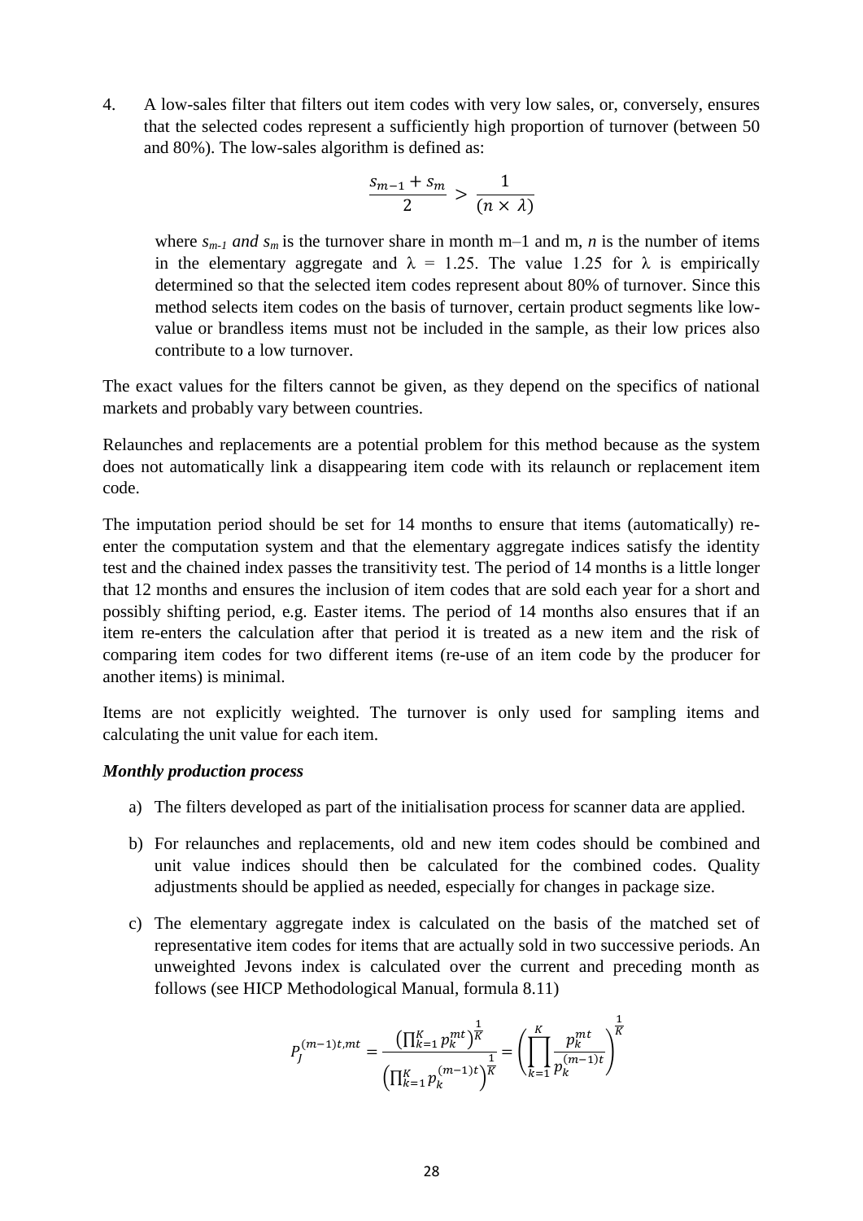4. A low-sales filter that filters out item codes with very low sales, or, conversely, ensures that the selected codes represent a sufficiently high proportion of turnover (between 50 and 80%). The low-sales algorithm is defined as:

$$\frac{s_{m-1} + s_m}{2} > \frac{1}{(n \times \lambda)}$$

   where $s_{m-1}$ *and* $s_m$ is the turnover share in month m–1 and m, $n$ is the number of items in the elementary aggregate and $\lambda = 1.25$. The value 1.25 for $\lambda$ is empirically determined so that the selected item codes represent about 80% of turnover. Since this method selects item codes on the basis of turnover, certain product segments like low-value or brandless items must not be included in the sample, as their low prices also contribute to a low turnover.

The exact values for the filters cannot be given, as they depend on the specifics of national markets and probably vary between countries.

Relaunches and replacements are a potential problem for this method because as the system does not automatically link a disappearing item code with its relaunch or replacement item code.

The imputation period should be set for 14 months to ensure that items (automatically) re-enter the computation system and that the elementary aggregate indices satisfy the identity test and the chained index passes the transitivity test. The period of 14 months is a little longer that 12 months and ensures the inclusion of item codes that are sold each year for a short and possibly shifting period, e.g. Easter items. The period of 14 months also ensures that if an item re-enters the calculation after that period it is treated as a new item and the risk of comparing item codes for two different items (re-use of an item code by the producer for another items) is minimal.

Items are not explicitly weighted. The turnover is only used for sampling items and calculating the unit value for each item.

***Monthly production process***

a) The filters developed as part of the initialisation process for scanner data are applied.

b) For relaunches and replacements, old and new item codes should be combined and unit value indices should then be calculated for the combined codes. Quality adjustments should be applied as needed, especially for changes in package size.

c) The elementary aggregate index is calculated on the basis of the matched set of representative item codes for items that are actually sold in two successive periods. An unweighted Jevons index is calculated over the current and preceding month as follows (see HICP Methodological Manual, formula 8.11)

$$P_J^{(m-1)t,mt} = \frac{\left(\prod_{k=1}^{K} p_k^{mt}\right)^{\frac{1}{K}}}{\left(\prod_{k=1}^{K} p_k^{(m-1)t}\right)^{\frac{1}{K}}} = \left(\prod_{k=1}^{K} \frac{p_k^{mt}}{p_k^{(m-1)t}}\right)^{\frac{1}{K}}$$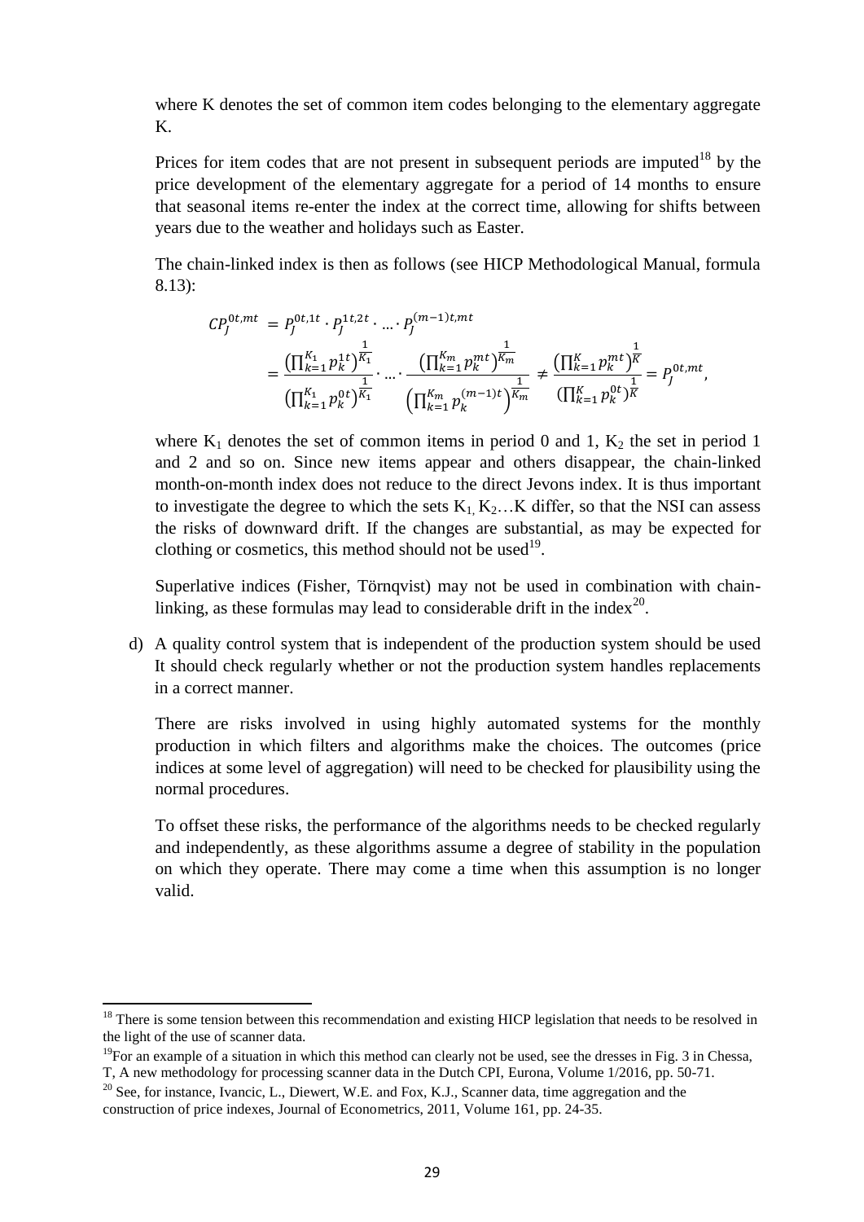where K denotes the set of common item codes belonging to the elementary aggregate K.

Prices for item codes that are not present in subsequent periods are imputed[18] by the price development of the elementary aggregate for a period of 14 months to ensure that seasonal items re-enter the index at the correct time, allowing for shifts between years due to the weather and holidays such as Easter.

The chain-linked index is then as follows (see HICP Methodological Manual, formula 8.13):

$$
\begin{aligned}
CP_J^{0t,mt} &= P_J^{0t,1t} \cdot P_J^{1t,2t} \cdot \ldots \cdot P_J^{(m-1)t,mt} \\
&= \frac{\left(\prod_{k=1}^{K_1} p_k^{1t}\right)^{\frac{1}{K_1}}}{\left(\prod_{k=1}^{K_1} p_k^{0t}\right)^{\frac{1}{K_1}}} \cdot \ldots \cdot \frac{\left(\prod_{k=1}^{K_m} p_k^{mt}\right)^{\frac{1}{K_m}}}{\left(\prod_{k=1}^{K_m} p_k^{(m-1)t}\right)^{\frac{1}{K_m}}} \neq \frac{\left(\prod_{k=1}^{K} p_k^{mt}\right)^{\frac{1}{K}}}{\left(\prod_{k=1}^{K} p_k^{0t}\right)^{\frac{1}{K}}} = P_J^{0t,mt},
\end{aligned}
$$

where $K_1$ denotes the set of common items in period 0 and 1, $K_2$ the set in period 1 and 2 and so on. Since new items appear and others disappear, the chain-linked month-on-month index does not reduce to the direct Jevons index. It is thus important to investigate the degree to which the sets $K_1$, $K_2$…K differ, so that the NSI can assess the risks of downward drift. If the changes are substantial, as may be expected for clothing or cosmetics, this method should not be used[19].

Superlative indices (Fisher, Törnqvist) may not be used in combination with chain-linking, as these formulas may lead to considerable drift in the index[20].

d) A quality control system that is independent of the production system should be used It should check regularly whether or not the production system handles replacements in a correct manner.

   There are risks involved in using highly automated systems for the monthly production in which filters and algorithms make the choices. The outcomes (price indices at some level of aggregation) will need to be checked for plausibility using the normal procedures.

   To offset these risks, the performance of the algorithms needs to be checked regularly and independently, as these algorithms assume a degree of stability in the population on which they operate. There may come a time when this assumption is no longer valid.

---

[18] There is some tension between this recommendation and existing HICP legislation that needs to be resolved in the light of the use of scanner data.

[19] For an example of a situation in which this method can clearly not be used, see the dresses in Fig. 3 in Chessa, T, A new methodology for processing scanner data in the Dutch CPI, Eurona, Volume 1/2016, pp. 50-71.

[20] See, for instance, Ivancic, L., Diewert, W.E. and Fox, K.J., Scanner data, time aggregation and the construction of price indexes, Journal of Econometrics, 2011, Volume 161, pp. 24-35.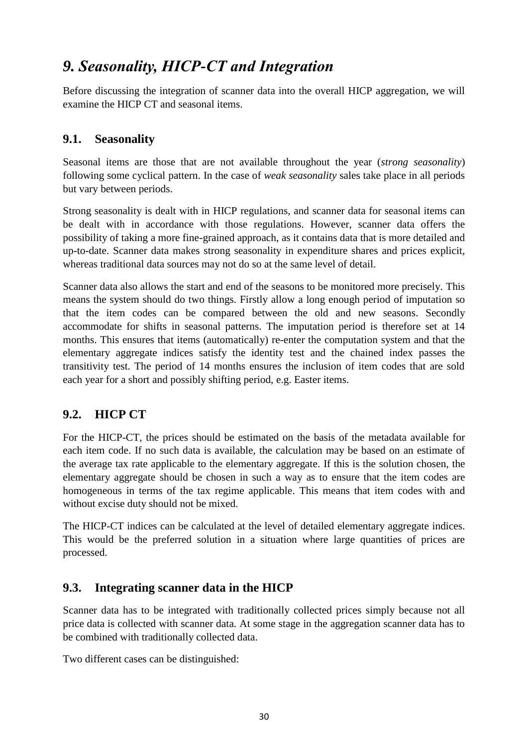# *9. Seasonality, HICP-CT and Integration*

Before discussing the integration of scanner data into the overall HICP aggregation, we will examine the HICP CT and seasonal items.

## 9.1. Seasonality

Seasonal items are those that are not available throughout the year (*strong seasonality*) following some cyclical pattern. In the case of *weak seasonality* sales take place in all periods but vary between periods.

Strong seasonality is dealt with in HICP regulations, and scanner data for seasonal items can be dealt with in accordance with those regulations. However, scanner data offers the possibility of taking a more fine-grained approach, as it contains data that is more detailed and up-to-date. Scanner data makes strong seasonality in expenditure shares and prices explicit, whereas traditional data sources may not do so at the same level of detail.

Scanner data also allows the start and end of the seasons to be monitored more precisely. This means the system should do two things. Firstly allow a long enough period of imputation so that the item codes can be compared between the old and new seasons. Secondly accommodate for shifts in seasonal patterns. The imputation period is therefore set at 14 months. This ensures that items (automatically) re-enter the computation system and that the elementary aggregate indices satisfy the identity test and the chained index passes the transitivity test. The period of 14 months ensures the inclusion of item codes that are sold each year for a short and possibly shifting period, e.g. Easter items.

## 9.2. HICP CT

For the HICP-CT, the prices should be estimated on the basis of the metadata available for each item code. If no such data is available, the calculation may be based on an estimate of the average tax rate applicable to the elementary aggregate. If this is the solution chosen, the elementary aggregate should be chosen in such a way as to ensure that the item codes are homogeneous in terms of the tax regime applicable. This means that item codes with and without excise duty should not be mixed.

The HICP-CT indices can be calculated at the level of detailed elementary aggregate indices. This would be the preferred solution in a situation where large quantities of prices are processed.

## 9.3. Integrating scanner data in the HICP

Scanner data has to be integrated with traditionally collected prices simply because not all price data is collected with scanner data. At some stage in the aggregation scanner data has to be combined with traditionally collected data.

Two different cases can be distinguished: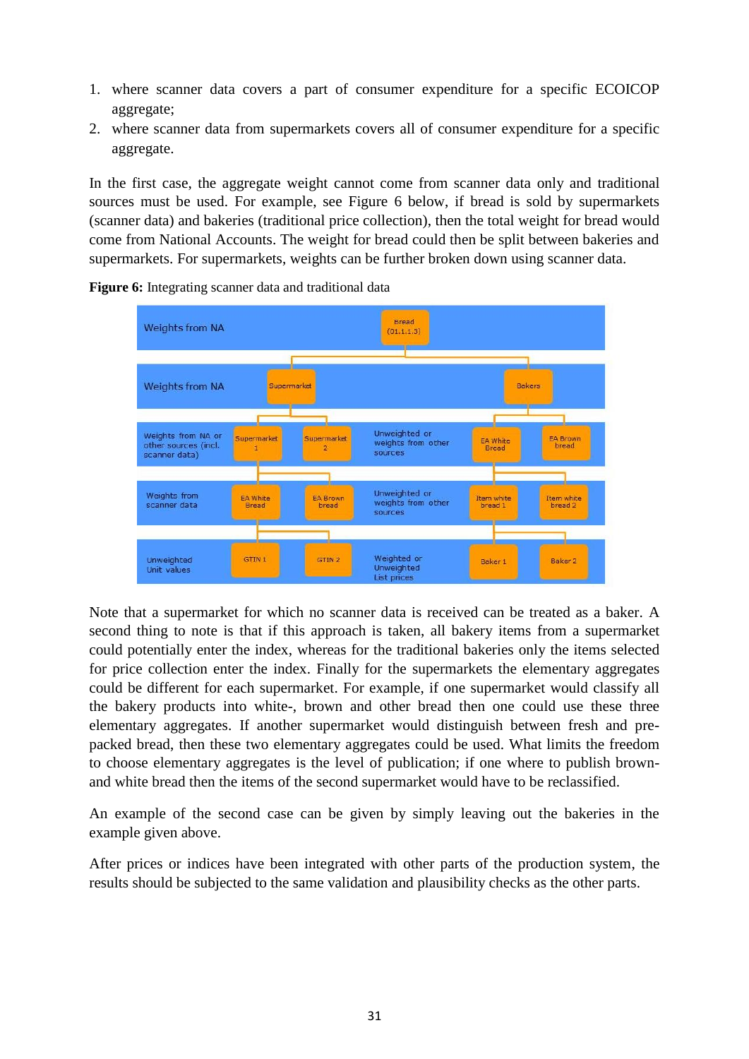1. where scanner data covers a part of consumer expenditure for a specific ECOICOP aggregate;
2. where scanner data from supermarkets covers all of consumer expenditure for a specific aggregate.

In the first case, the aggregate weight cannot come from scanner data only and traditional sources must be used. For example, see Figure 6 below, if bread is sold by supermarkets (scanner data) and bakeries (traditional price collection), then the total weight for bread would come from National Accounts. The weight for bread could then be split between bakeries and supermarkets. For supermarkets, weights can be further broken down using scanner data.

**Figure 6:** Integrating scanner data and traditional data

Note that a supermarket for which no scanner data is received can be treated as a baker. A second thing to note is that if this approach is taken, all bakery items from a supermarket could potentially enter the index, whereas for the traditional bakeries only the items selected for price collection enter the index. Finally for the supermarkets the elementary aggregates could be different for each supermarket. For example, if one supermarket would classify all the bakery products into white-, brown and other bread then one could use these three elementary aggregates. If another supermarket would distinguish between fresh and pre-packed bread, then these two elementary aggregates could be used. What limits the freedom to choose elementary aggregates is the level of publication; if one where to publish brown- and white bread then the items of the second supermarket would have to be reclassified.

An example of the second case can be given by simply leaving out the bakeries in the example given above.

After prices or indices have been integrated with other parts of the production system, the results should be subjected to the same validation and plausibility checks as the other parts.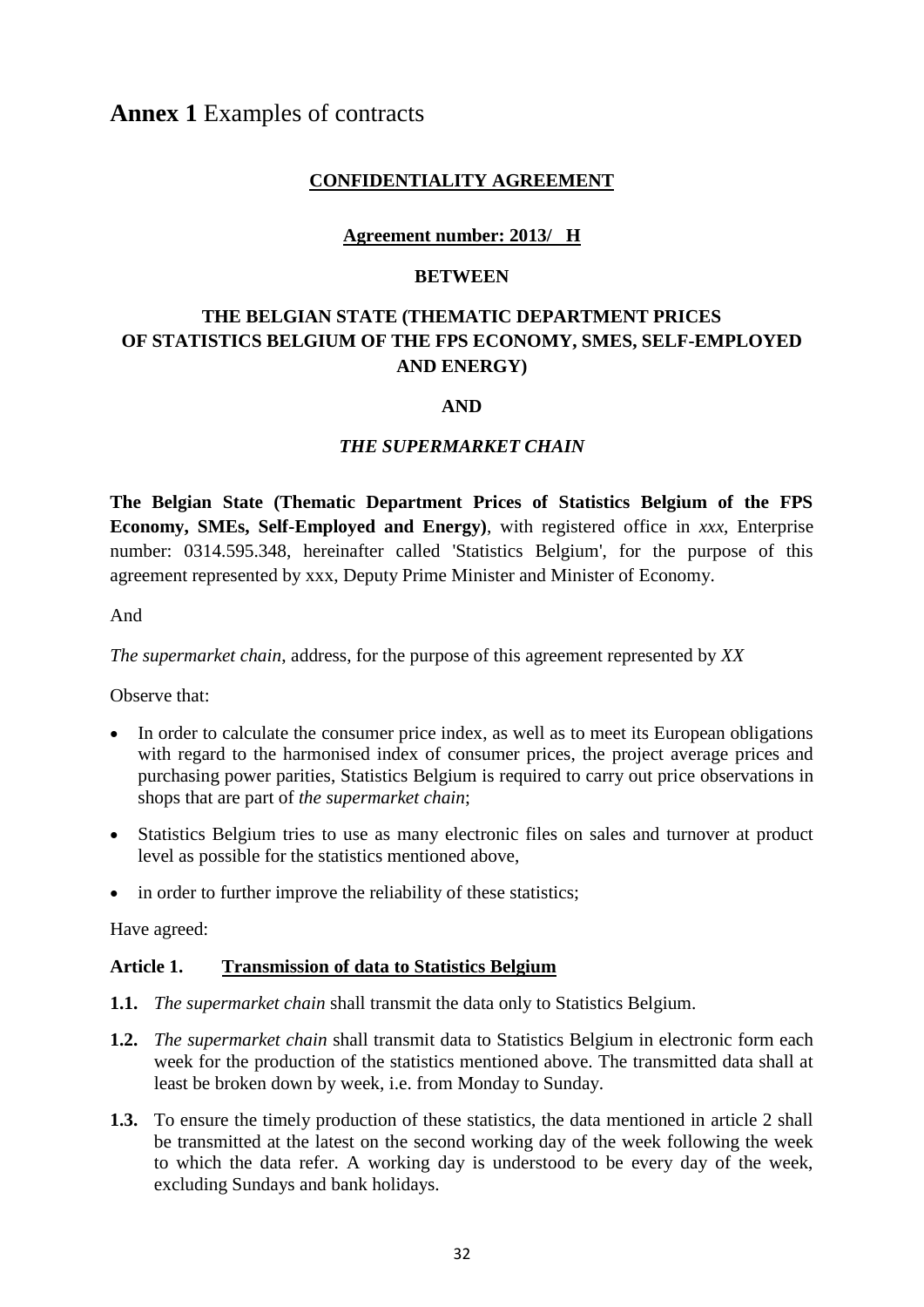# **Annex 1** Examples of contracts

**CONFIDENTIALITY AGREEMENT**

**Agreement number: 2013/ H**

**BETWEEN**

**THE BELGIAN STATE (THEMATIC DEPARTMENT PRICES OF STATISTICS BELGIUM OF THE FPS ECONOMY, SMES, SELF-EMPLOYED AND ENERGY)**

**AND**

***THE SUPERMARKET CHAIN***

**The Belgian State (Thematic Department Prices of Statistics Belgium of the FPS Economy, SMEs, Self-Employed and Energy)**, with registered office in *xxx*, Enterprise number: 0314.595.348, hereinafter called 'Statistics Belgium', for the purpose of this agreement represented by xxx, Deputy Prime Minister and Minister of Economy.

And

*The supermarket chain*, address, for the purpose of this agreement represented by *XX*

Observe that:

- In order to calculate the consumer price index, as well as to meet its European obligations with regard to the harmonised index of consumer prices, the project average prices and purchasing power parities, Statistics Belgium is required to carry out price observations in shops that are part of *the supermarket chain*;
- Statistics Belgium tries to use as many electronic files on sales and turnover at product level as possible for the statistics mentioned above,
- in order to further improve the reliability of these statistics;

Have agreed:

### **Article 1. Transmission of data to Statistics Belgium**

**1.1.** *The supermarket chain* shall transmit the data only to Statistics Belgium.

**1.2.** *The supermarket chain* shall transmit data to Statistics Belgium in electronic form each week for the production of the statistics mentioned above. The transmitted data shall at least be broken down by week, i.e. from Monday to Sunday.

**1.3.** To ensure the timely production of these statistics, the data mentioned in article 2 shall be transmitted at the latest on the second working day of the week following the week to which the data refer. A working day is understood to be every day of the week, excluding Sundays and bank holidays.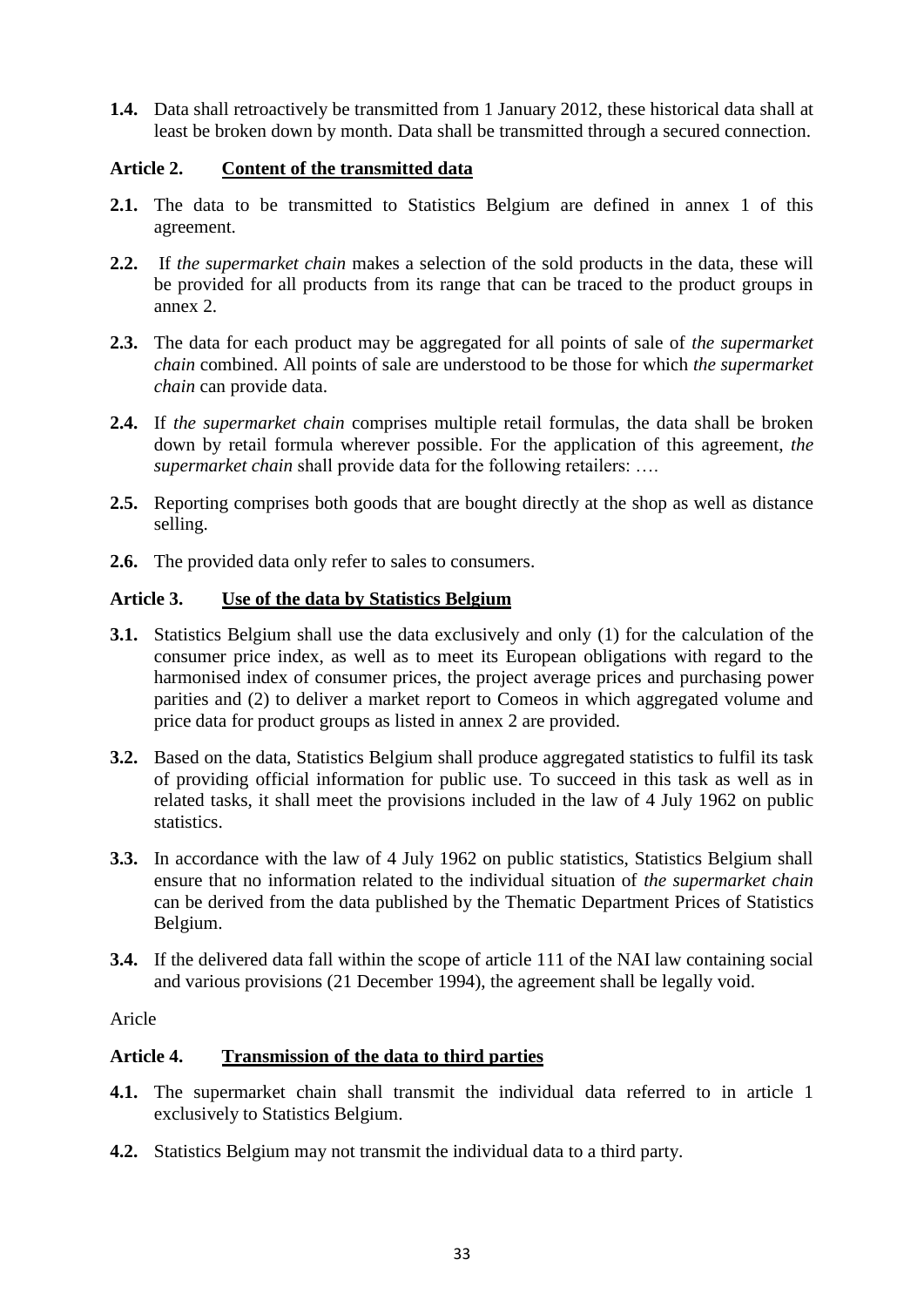**1.4.** Data shall retroactively be transmitted from 1 January 2012, these historical data shall at least be broken down by month. Data shall be transmitted through a secured connection.

## Article 2. <u>Content of the transmitted data</u>

**2.1.** The data to be transmitted to Statistics Belgium are defined in annex 1 of this agreement.

**2.2.** If *the supermarket chain* makes a selection of the sold products in the data, these will be provided for all products from its range that can be traced to the product groups in annex 2.

**2.3.** The data for each product may be aggregated for all points of sale of *the supermarket chain* combined. All points of sale are understood to be those for which *the supermarket chain* can provide data.

**2.4.** If *the supermarket chain* comprises multiple retail formulas, the data shall be broken down by retail formula wherever possible. For the application of this agreement, *the supermarket chain* shall provide data for the following retailers: ….

**2.5.** Reporting comprises both goods that are bought directly at the shop as well as distance selling.

**2.6.** The provided data only refer to sales to consumers.

## Article 3. <u>Use of the data by Statistics Belgium</u>

**3.1.** Statistics Belgium shall use the data exclusively and only (1) for the calculation of the consumer price index, as well as to meet its European obligations with regard to the harmonised index of consumer prices, the project average prices and purchasing power parities and (2) to deliver a market report to Comeos in which aggregated volume and price data for product groups as listed in annex 2 are provided.

**3.2.** Based on the data, Statistics Belgium shall produce aggregated statistics to fulfil its task of providing official information for public use. To succeed in this task as well as in related tasks, it shall meet the provisions included in the law of 4 July 1962 on public statistics.

**3.3.** In accordance with the law of 4 July 1962 on public statistics, Statistics Belgium shall ensure that no information related to the individual situation of *the supermarket chain* can be derived from the data published by the Thematic Department Prices of Statistics Belgium.

**3.4.** If the delivered data fall within the scope of article 111 of the NAI law containing social and various provisions (21 December 1994), the agreement shall be legally void.

Aricle

## Article 4. <u>Transmission of the data to third parties</u>

**4.1.** The supermarket chain shall transmit the individual data referred to in article 1 exclusively to Statistics Belgium.

**4.2.** Statistics Belgium may not transmit the individual data to a third party.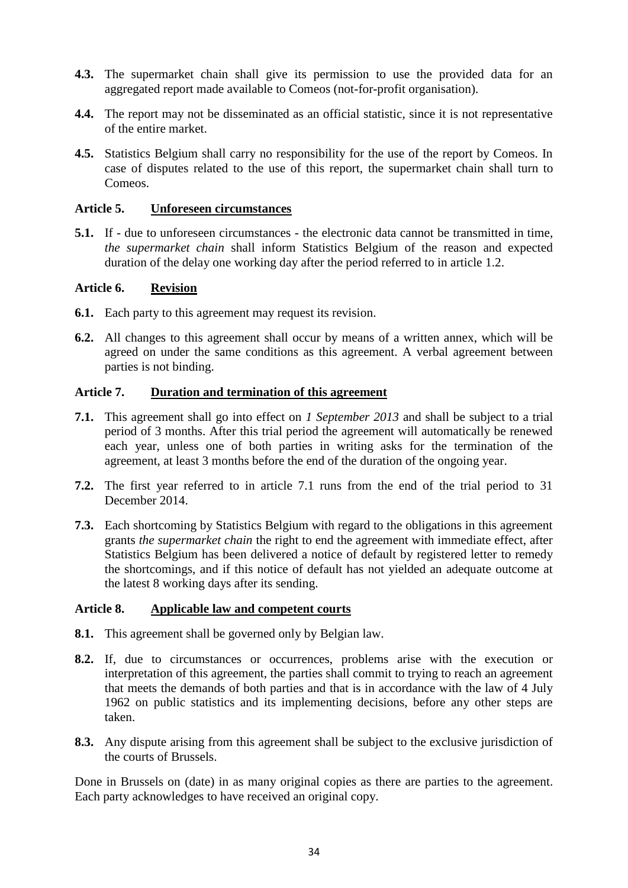**4.3.** The supermarket chain shall give its permission to use the provided data for an aggregated report made available to Comeos (not-for-profit organisation).

**4.4.** The report may not be disseminated as an official statistic, since it is not representative of the entire market.

**4.5.** Statistics Belgium shall carry no responsibility for the use of the report by Comeos. In case of disputes related to the use of this report, the supermarket chain shall turn to Comeos.

### Article 5. Unforeseen circumstances

**5.1.** If - due to unforeseen circumstances - the electronic data cannot be transmitted in time, *the supermarket chain* shall inform Statistics Belgium of the reason and expected duration of the delay one working day after the period referred to in article 1.2.

### Article 6. Revision

**6.1.** Each party to this agreement may request its revision.

**6.2.** All changes to this agreement shall occur by means of a written annex, which will be agreed on under the same conditions as this agreement. A verbal agreement between parties is not binding.

### Article 7. Duration and termination of this agreement

**7.1.** This agreement shall go into effect on *1 September 2013* and shall be subject to a trial period of 3 months. After this trial period the agreement will automatically be renewed each year, unless one of both parties in writing asks for the termination of the agreement, at least 3 months before the end of the duration of the ongoing year.

**7.2.** The first year referred to in article 7.1 runs from the end of the trial period to 31 December 2014.

**7.3.** Each shortcoming by Statistics Belgium with regard to the obligations in this agreement grants *the supermarket chain* the right to end the agreement with immediate effect, after Statistics Belgium has been delivered a notice of default by registered letter to remedy the shortcomings, and if this notice of default has not yielded an adequate outcome at the latest 8 working days after its sending.

### Article 8. Applicable law and competent courts

**8.1.** This agreement shall be governed only by Belgian law.

**8.2.** If, due to circumstances or occurrences, problems arise with the execution or interpretation of this agreement, the parties shall commit to trying to reach an agreement that meets the demands of both parties and that is in accordance with the law of 4 July 1962 on public statistics and its implementing decisions, before any other steps are taken.

**8.3.** Any dispute arising from this agreement shall be subject to the exclusive jurisdiction of the courts of Brussels.

Done in Brussels on (date) in as many original copies as there are parties to the agreement. Each party acknowledges to have received an original copy.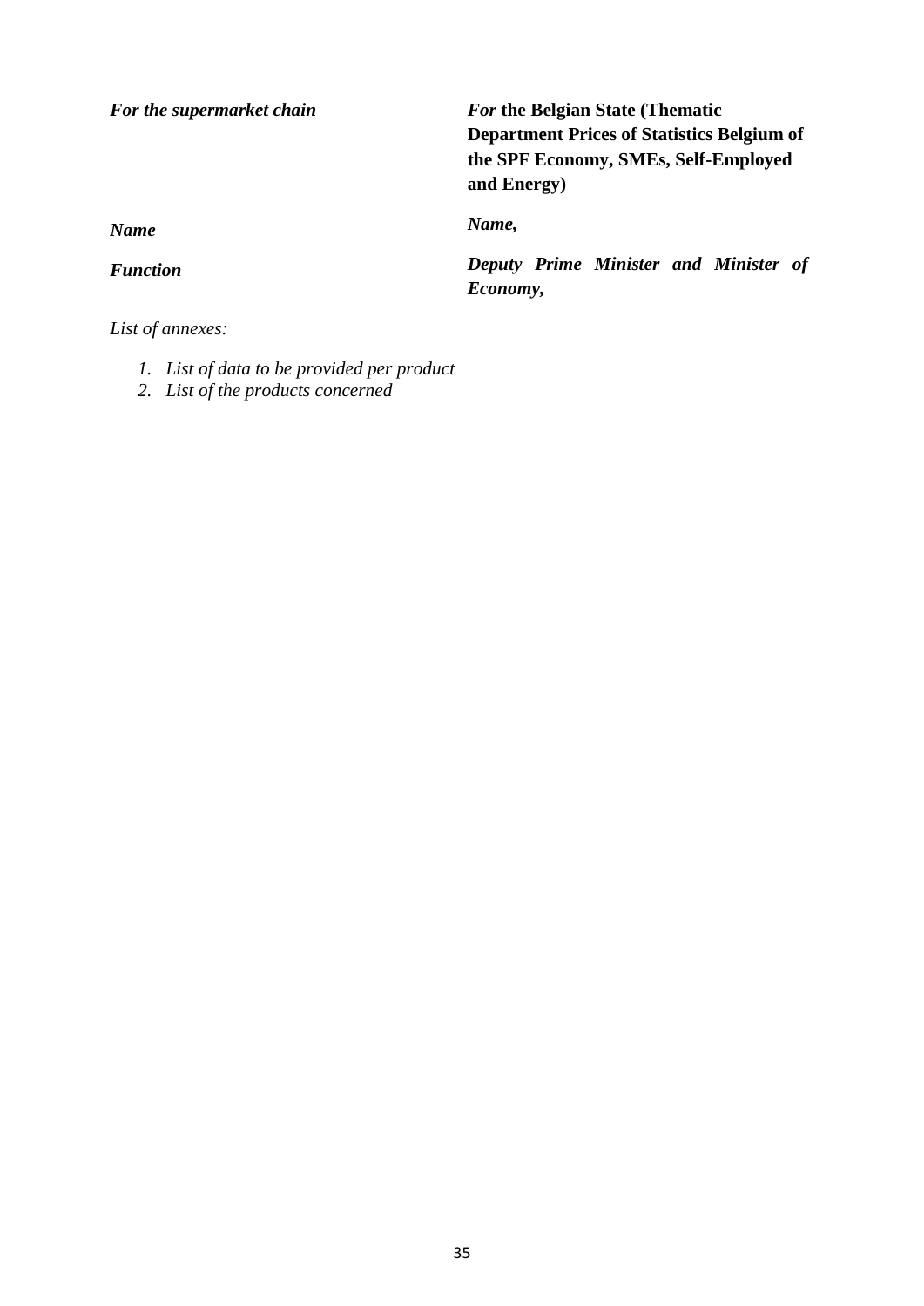| *For the supermarket chain* | ***For* the Belgian State (Thematic Department Prices of Statistics Belgium of the SPF Economy, SMEs, Self-Employed and Energy)** |
| --- | --- |
| ***Name*** | ***Name,*** |
| ***Function*** | ***Deputy Prime Minister and Minister of Economy,*** |

*List of annexes:*

1. *List of data to be provided per product*
2. *List of the products concerned*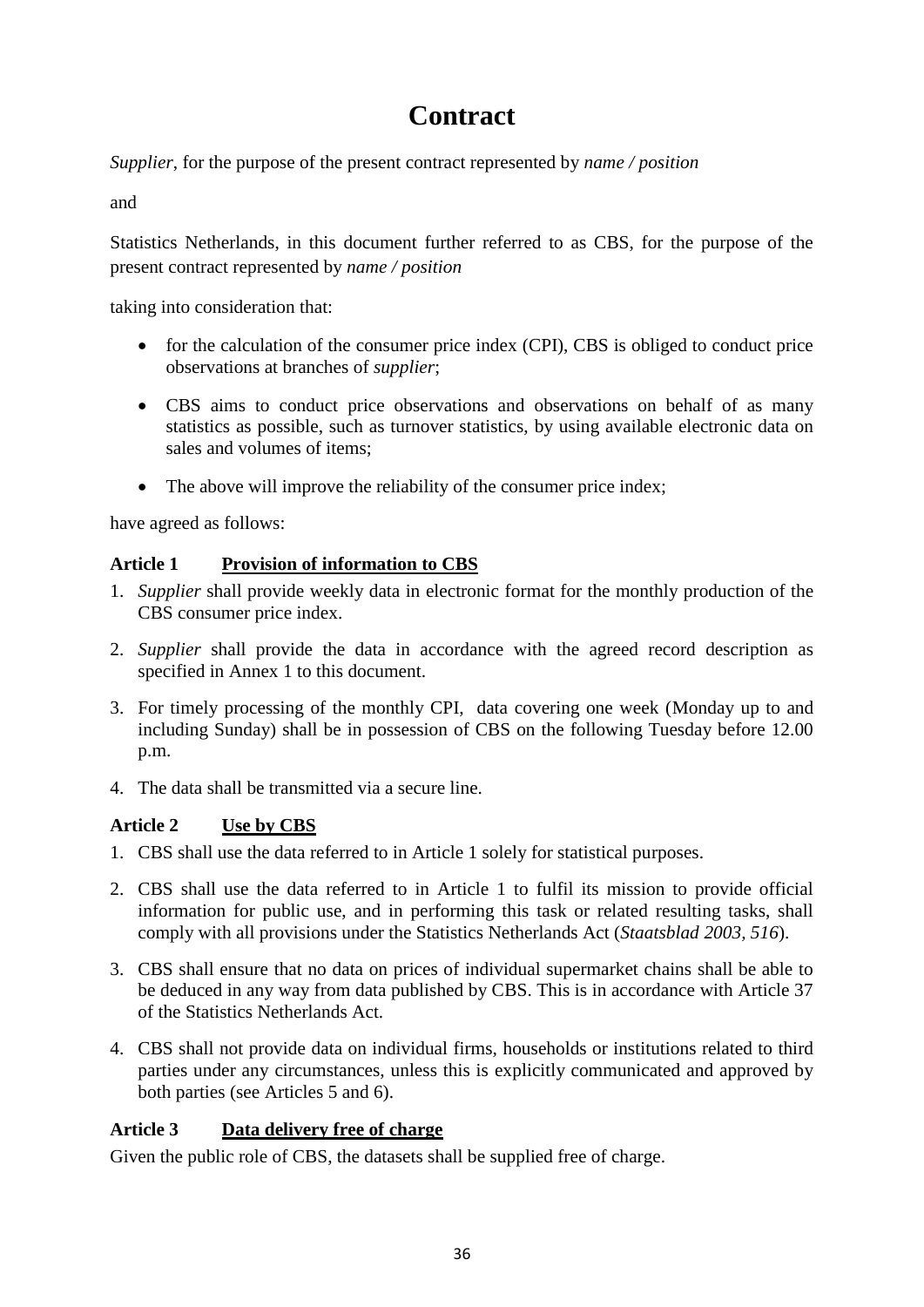# Contract

*Supplier*, for the purpose of the present contract represented by *name / position*

and

Statistics Netherlands, in this document further referred to as CBS, for the purpose of the present contract represented by *name / position*

taking into consideration that:

- for the calculation of the consumer price index (CPI), CBS is obliged to conduct price observations at branches of *supplier*;
- CBS aims to conduct price observations and observations on behalf of as many statistics as possible, such as turnover statistics, by using available electronic data on sales and volumes of items;
- The above will improve the reliability of the consumer price index;

have agreed as follows:

### Article 1 Provision of information to CBS

1. *Supplier* shall provide weekly data in electronic format for the monthly production of the CBS consumer price index.
2. *Supplier* shall provide the data in accordance with the agreed record description as specified in Annex 1 to this document.
3. For timely processing of the monthly CPI, data covering one week (Monday up to and including Sunday) shall be in possession of CBS on the following Tuesday before 12.00 p.m.
4. The data shall be transmitted via a secure line.

### Article 2 Use by CBS

1. CBS shall use the data referred to in Article 1 solely for statistical purposes.
2. CBS shall use the data referred to in Article 1 to fulfil its mission to provide official information for public use, and in performing this task or related resulting tasks, shall comply with all provisions under the Statistics Netherlands Act (*Staatsblad 2003, 516*).
3. CBS shall ensure that no data on prices of individual supermarket chains shall be able to be deduced in any way from data published by CBS. This is in accordance with Article 37 of the Statistics Netherlands Act.
4. CBS shall not provide data on individual firms, households or institutions related to third parties under any circumstances, unless this is explicitly communicated and approved by both parties (see Articles 5 and 6).

### Article 3 Data delivery free of charge

Given the public role of CBS, the datasets shall be supplied free of charge.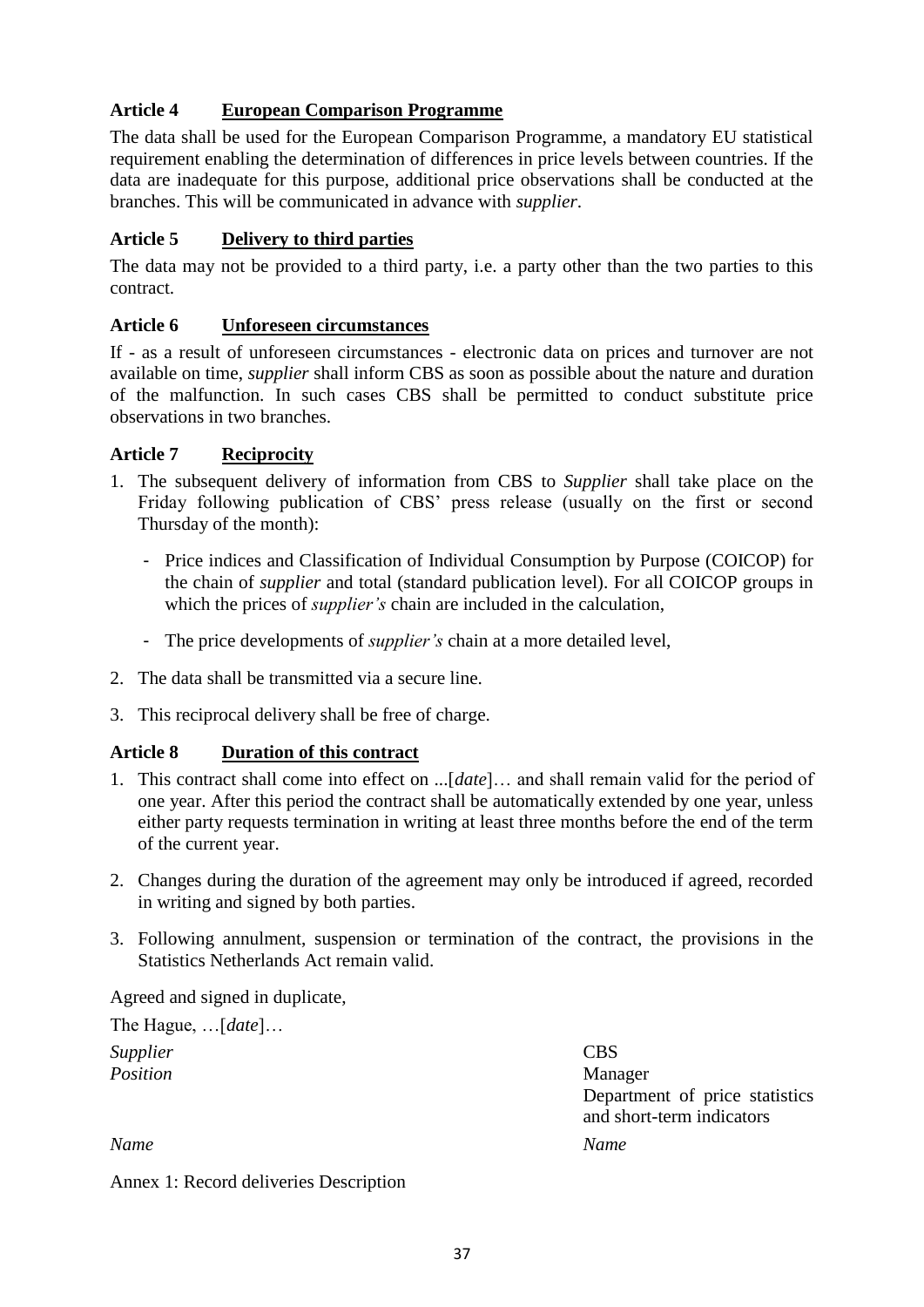### Article 4 <u>European Comparison Programme</u>

The data shall be used for the European Comparison Programme, a mandatory EU statistical requirement enabling the determination of differences in price levels between countries. If the data are inadequate for this purpose, additional price observations shall be conducted at the branches. This will be communicated in advance with *supplier*.

### Article 5 <u>Delivery to third parties</u>

The data may not be provided to a third party, i.e. a party other than the two parties to this contract.

### Article 6 <u>Unforeseen circumstances</u>

If - as a result of unforeseen circumstances - electronic data on prices and turnover are not available on time, *supplier* shall inform CBS as soon as possible about the nature and duration of the malfunction. In such cases CBS shall be permitted to conduct substitute price observations in two branches.

### Article 7 <u>Reciprocity</u>

1. The subsequent delivery of information from CBS to *Supplier* shall take place on the Friday following publication of CBS' press release (usually on the first or second Thursday of the month):

   - Price indices and Classification of Individual Consumption by Purpose (COICOP) for the chain of *supplier* and total (standard publication level). For all COICOP groups in which the prices of *supplier's* chain are included in the calculation,

   - The price developments of *supplier's* chain at a more detailed level,

2. The data shall be transmitted via a secure line.

3. This reciprocal delivery shall be free of charge.

### Article 8 <u>Duration of this contract</u>

1. This contract shall come into effect on ...[*date*]… and shall remain valid for the period of one year. After this period the contract shall be automatically extended by one year, unless either party requests termination in writing at least three months before the end of the term of the current year.

2. Changes during the duration of the agreement may only be introduced if agreed, recorded in writing and signed by both parties.

3. Following annulment, suspension or termination of the contract, the provisions in the Statistics Netherlands Act remain valid.

Agreed and signed in duplicate,

The Hague, …[*date*]…

*Supplier*
*Position*

*Name*

CBS
Manager
Department of price statistics and short-term indicators

*Name*

Annex 1: Record deliveries Description